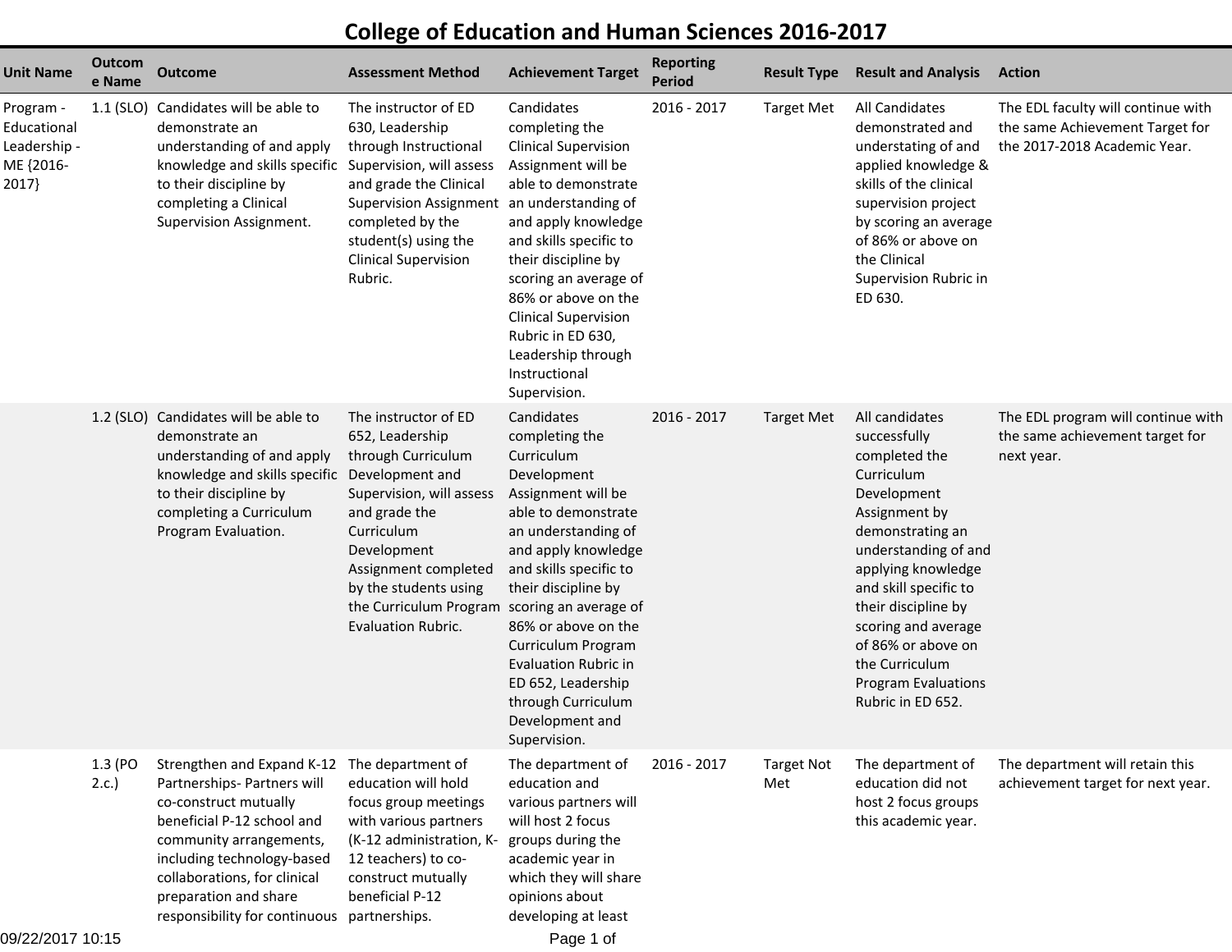# College of Education and Human Sciences 2016-2017

| Unit Name | Outcome Name | Outcome | Assessment Method | Achievement Target | Reporting Period | Result Type | Result and Analysis | Action |
|---|---|---|---|---|---|---|---|---|
| Program - Educational Leadership - ME {2016-2017} | 1.1 (SLO) | Candidates will be able to demonstrate an understanding of and apply knowledge and skills specific to their discipline by completing a Clinical Supervision Assignment. | The instructor of ED 630, Leadership through Instructional Supervision, will assess and grade the Clinical Supervision Assignment completed by the student(s) using the Clinical Supervision Rubric. | Candidates completing the Clinical Supervision Assignment will be able to demonstrate an understanding of and apply knowledge and skills specific to their discipline by scoring an average of 86% or above on the Clinical Supervision Rubric in ED 630, Leadership through Instructional Supervision. | 2016 - 2017 | Target Met | All Candidates demonstrated and understating of and applied knowledge & skills of the clinical supervision project by scoring an average of 86% or above on the Clinical Supervision Rubric in ED 630. | The EDL faculty will continue with the same Achievement Target for the 2017-2018 Academic Year. |
| | 1.2 (SLO) | Candidates will be able to demonstrate an understanding of and apply knowledge and skills specific to their discipline by completing a Curriculum Program Evaluation. | The instructor of ED 652, Leadership through Curriculum Development and Supervision, will assess and grade the Curriculum Development Assignment completed by the students using the Curriculum Program Evaluation Rubric. | Candidates completing the Curriculum Development Assignment will be able to demonstrate an understanding of and apply knowledge and skills specific to their discipline by scoring an average of 86% or above on the Curriculum Program Evaluation Rubric in ED 652, Leadership through Curriculum Development and Supervision. | 2016 - 2017 | Target Met | All candidates successfully completed the Curriculum Development Assignment by demonstrating an understanding of and applying knowledge and skill specific to their discipline by scoring and average of 86% or above on the Curriculum Program Evaluations Rubric in ED 652. | The EDL program will continue with the same achievement target for next year. |
| | 1.3 (PO 2.c.) | Strengthen and Expand K-12 Partnerships- Partners will co-construct mutually beneficial P-12 school and community arrangements, including technology-based collaborations, for clinical preparation and share responsibility for continuous | The department of education will hold focus group meetings with various partners (K-12 administration, K-12 teachers) to co-construct mutually beneficial P-12 partnerships. | The department of education and various partners will will host 2 focus groups during the academic year in which they will share opinions about developing at least | 2016 - 2017 | Target Not Met | The department of education did not host 2 focus groups this academic year. | The department will retain this achievement target for next year. |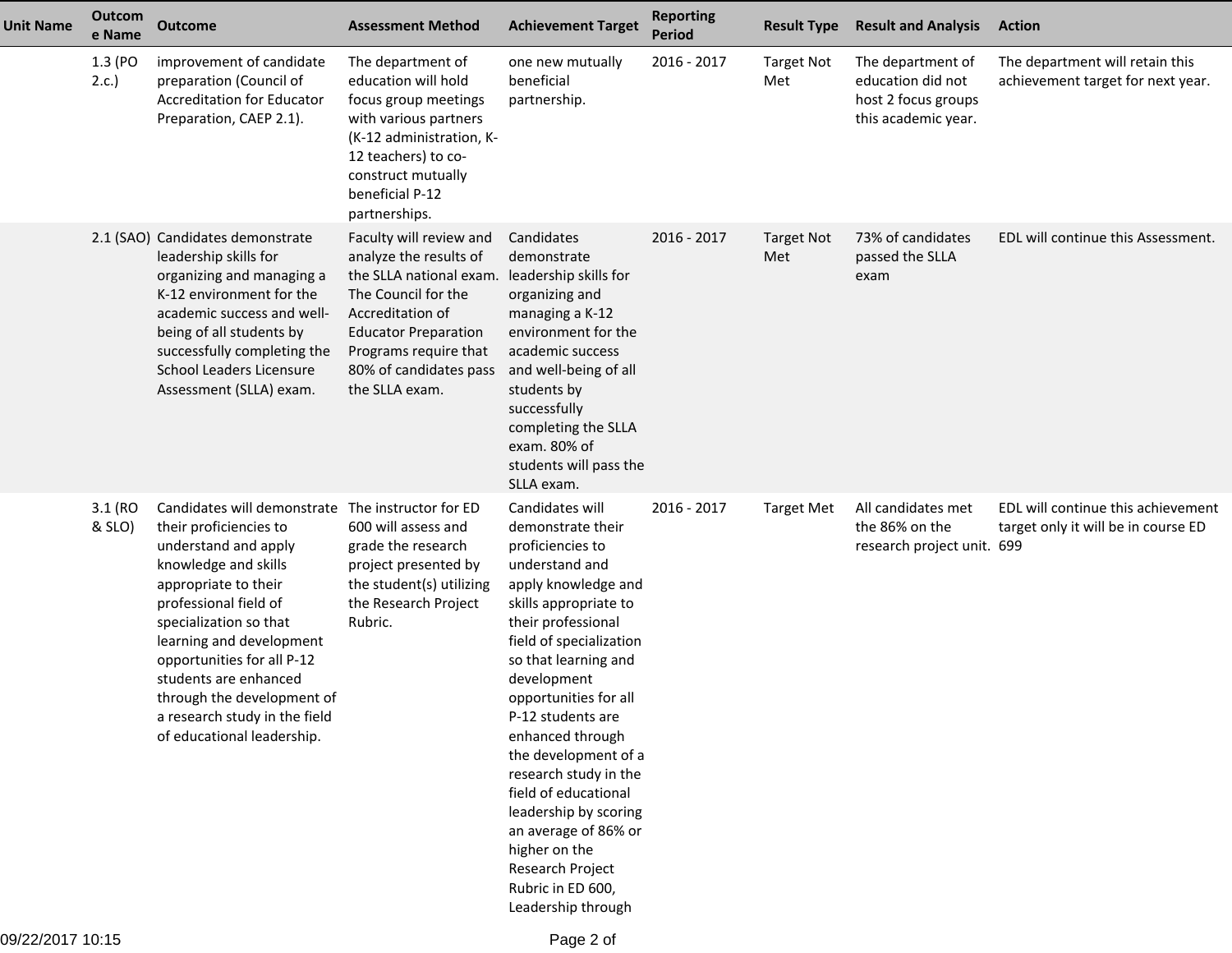| Unit Name | Outcome Name | Outcome | Assessment Method | Achievement Target | Reporting Period | Result Type | Result and Analysis | Action |
| --- | --- | --- | --- | --- | --- | --- | --- | --- |
| | 1.3 (PO 2.c.) | improvement of candidate preparation (Council of Accreditation for Educator Preparation, CAEP 2.1). | The department of education will hold focus group meetings with various partners (K-12 administration, K-12 teachers) to co-construct mutually beneficial P-12 partnerships. | one new mutually beneficial partnership. | 2016 - 2017 | Target Not Met | The department of education did not host 2 focus groups this academic year. | The department will retain this achievement target for next year. |
| | 2.1 (SAO) | Candidates demonstrate leadership skills for organizing and managing a K-12 environment for the academic success and well-being of all students by successfully completing the School Leaders Licensure Assessment (SLLA) exam. | Faculty will review and analyze the results of the SLLA national exam. The Council for the Accreditation of Educator Preparation Programs require that 80% of candidates pass the SLLA exam. | Candidates demonstrate leadership skills for organizing and managing a K-12 environment for the academic success and well-being of all students by successfully completing the SLLA exam. 80% of students will pass the SLLA exam. | 2016 - 2017 | Target Not Met | 73% of candidates passed the SLLA exam | EDL will continue this Assessment. |
| | 3.1 (RO & SLO) | Candidates will demonstrate their proficiencies to understand and apply knowledge and skills appropriate to their professional field of specialization so that learning and development opportunities for all P-12 students are enhanced through the development of a research study in the field of educational leadership. | The instructor for ED 600 will assess and grade the research project presented by the student(s) utilizing the Research Project Rubric. | Candidates will demonstrate their proficiencies to understand and apply knowledge and skills appropriate to their professional field of specialization so that learning and development opportunities for all P-12 students are enhanced through the development of a research study in the field of educational leadership by scoring an average of 86% or higher on the Research Project Rubric in ED 600, Leadership through | 2016 - 2017 | Target Met | All candidates met the 86% on the research project unit. | EDL will continue this achievement target only it will be in course ED 699 |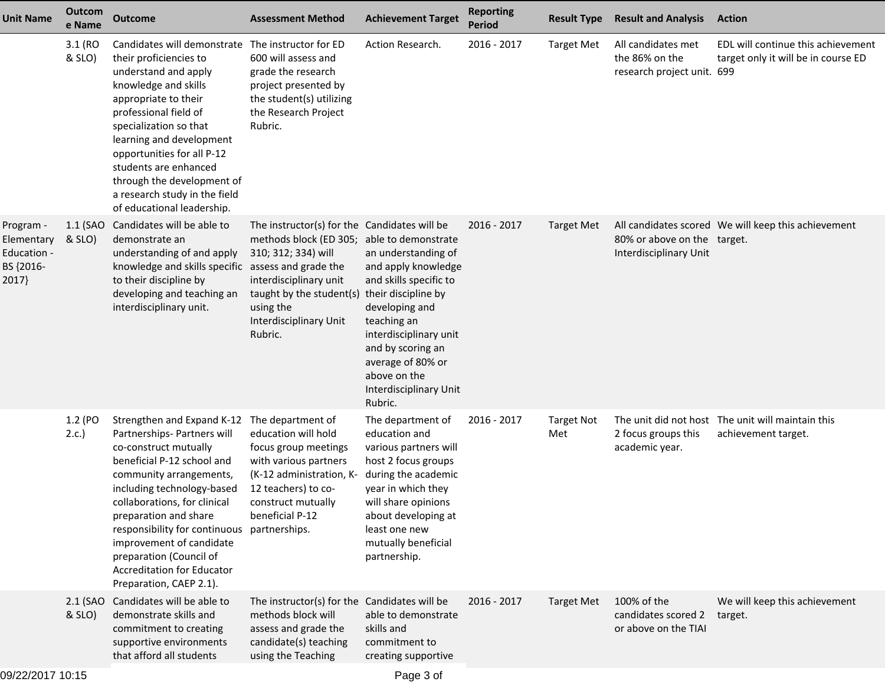| Unit Name | Outcome Name | Outcome | Assessment Method | Achievement Target | Reporting Period | Result Type | Result and Analysis | Action |
|---|---|---|---|---|---|---|---|---|
| | 3.1 (RO & SLO) | Candidates will demonstrate their proficiencies to understand and apply knowledge and skills appropriate to their professional field of specialization so that learning and development opportunities for all P-12 students are enhanced through the development of a research study in the field of educational leadership. | The instructor for ED 600 will assess and grade the research project presented by the student(s) utilizing the Research Project Rubric. | Action Research. | 2016 - 2017 | Target Met | All candidates met the 86% on the research project unit. | EDL will continue this achievement target only it will be in course ED 699 |
| Program - Elementary Education - BS {2016-2017} | 1.1 (SAO & SLO) | Candidates will be able to demonstrate an understanding of and apply knowledge and skills specific to their discipline by developing and teaching an interdisciplinary unit. | The instructor(s) for the methods block (ED 305; 310; 312; 334) will assess and grade the interdisciplinary unit taught by the student(s) using the Interdisciplinary Unit Rubric. | Candidates will be able to demonstrate an understanding of and apply knowledge and skills specific to their discipline by developing and teaching an interdisciplinary unit and by scoring an average of 80% or above on the Interdisciplinary Unit Rubric. | 2016 - 2017 | Target Met | All candidates scored 80% or above on the Interdisciplinary Unit | We will keep this achievement target. |
| | 1.2 (PO 2.c.) | Strengthen and Expand K-12 Partnerships- Partners will co-construct mutually beneficial P-12 school and community arrangements, including technology-based collaborations, for clinical preparation and share responsibility for continuous improvement of candidate preparation (Council of Accreditation for Educator Preparation, CAEP 2.1). | The department of education will hold focus group meetings with various partners (K-12 administration, K-12 teachers) to co-construct mutually beneficial P-12 partnerships. | The department of education and various partners will host 2 focus groups during the academic year in which they will share opinions about developing at least one new mutually beneficial partnership. | 2016 - 2017 | Target Not Met | The unit did not host 2 focus groups this academic year. | The unit will maintain this achievement target. |
| | 2.1 (SAO & SLO) | Candidates will be able to demonstrate skills and commitment to creating supportive environments that afford all students | The instructor(s) for the methods block will assess and grade the candidate(s) teaching using the Teaching | Candidates will be able to demonstrate skills and commitment to creating supportive | 2016 - 2017 | Target Met | 100% of the candidates scored 2 or above on the TIAI | We will keep this achievement target. |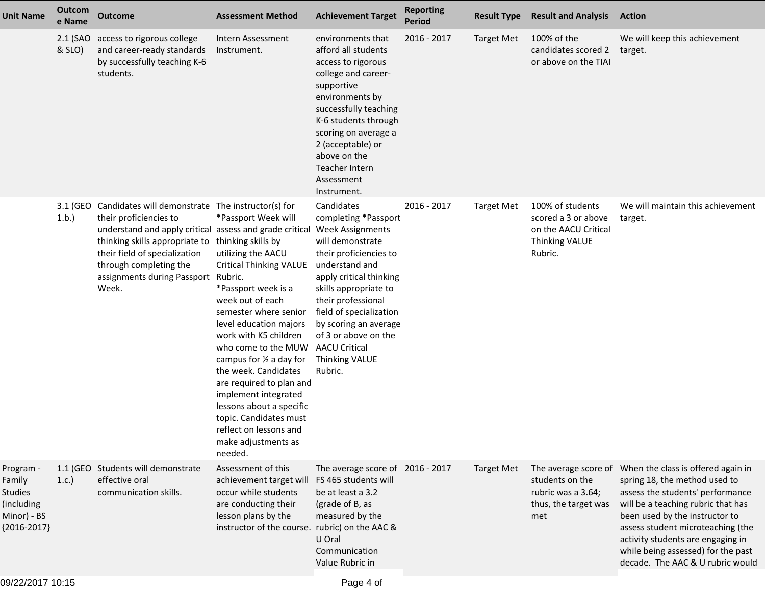| Unit Name | Outcome Name | Outcome | Assessment Method | Achievement Target | Reporting Period | Result Type | Result and Analysis | Action |
|---|---|---|---|---|---|---|---|---|
| | 2.1 (SAO & SLO) | access to rigorous college and career-ready standards by successfully teaching K-6 students. | Intern Assessment Instrument. | environments that afford all students access to rigorous college and career-supportive environments by successfully teaching K-6 students through scoring on average a 2 (acceptable) or above on the Teacher Intern Assessment Instrument. | 2016 - 2017 | Target Met | 100% of the candidates scored 2 or above on the TIAI | We will keep this achievement target. |
| | 3.1 (GEO 1.b.) | Candidates will demonstrate their proficiencies to understand and apply critical thinking skills appropriate to their field of specialization through completing the assignments during Passport Week. | The instructor(s) for *Passport Week will assess and grade critical thinking skills by utilizing the AACU Critical Thinking VALUE Rubric.<br>*Passport week is a week out of each semester where senior level education majors work with K5 children who come to the MUW campus for ½ a day for the week. Candidates are required to plan and implement integrated lessons about a specific topic. Candidates must reflect on lessons and make adjustments as needed. | Candidates completing *Passport Week Assignments will demonstrate their proficiencies to understand and apply critical thinking skills appropriate to their professional field of specialization by scoring an average of 3 or above on the AACU Critical Thinking VALUE Rubric. | 2016 - 2017 | Target Met | 100% of students scored a 3 or above on the AACU Critical Thinking VALUE Rubric. | We will maintain this achievement target. |
| Program - Family Studies (including Minor) - BS {2016-2017} | 1.1 (GEO 1.c.) | Students will demonstrate effective oral communication skills. | Assessment of this achievement target will occur while students are conducting their lesson plans by the instructor of the course. | The average score of FS 465 students will be at least a 3.2 (grade of B, as measured by the rubric) on the AAC & U Oral Communication Value Rubric in | 2016 - 2017 | Target Met | The average score of students on the rubric was a 3.64; thus, the target was met | When the class is offered again in spring 18, the method used to assess the students' performance will be a teaching rubric that has been used by the instructor to assess student microteaching (the activity students are engaging in while being assessed) for the past decade. The AAC & U rubric would |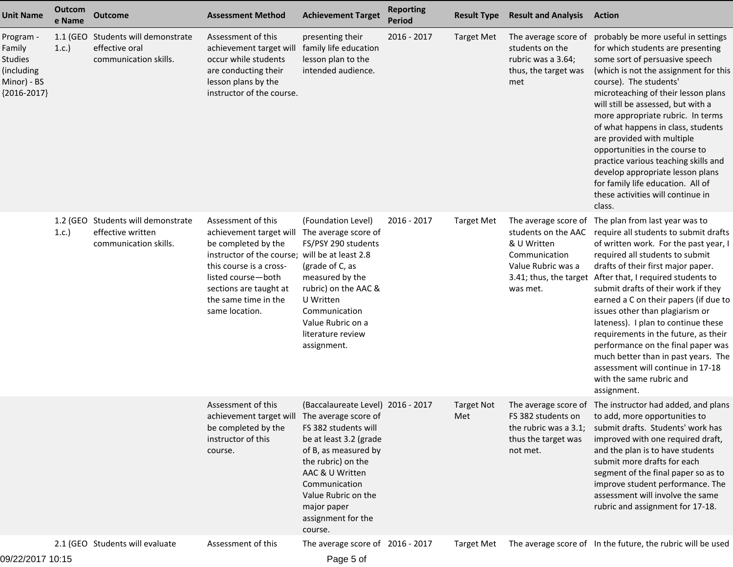| Unit Name | Outcome Name | Outcome | Assessment Method | Achievement Target | Reporting Period | Result Type | Result and Analysis | Action |
|---|---|---|---|---|---|---|---|---|
| Program - Family Studies (including Minor) - BS {2016-2017} | 1.1 (GEO 1.c.) | Students will demonstrate effective oral communication skills. | Assessment of this achievement target will occur while students are conducting their lesson plans by the instructor of the course. | presenting their family life education lesson plan to the intended audience. | 2016 - 2017 | Target Met | The average score of students on the rubric was a 3.64; thus, the target was met | probably be more useful in settings for which students are presenting some sort of persuasive speech (which is not the assignment for this course). The students' microteaching of their lesson plans will still be assessed, but with a more appropriate rubric. In terms of what happens in class, students are provided with multiple opportunities in the course to practice various teaching skills and develop appropriate lesson plans for family life education. All of these activities will continue in class. |
| | 1.2 (GEO 1.c.) | Students will demonstrate effective written communication skills. | Assessment of this achievement target will be completed by the instructor of the course; this course is a cross-listed course—both sections are taught at the same time in the same location. | (Foundation Level) The average score of FS/PSY 290 students will be at least 2.8 (grade of C, as measured by the rubric) on the AAC & U Written Communication Value Rubric on a literature review assignment. | 2016 - 2017 | Target Met | The average score of students on the AAC & U Written Communication Value Rubric was a 3.41; thus, the target was met. | The plan from last year was to require all students to submit drafts of written work. For the past year, I required all students to submit drafts of their first major paper. After that, I required students to submit drafts of their work if they earned a C on their papers (if due to issues other than plagiarism or lateness). I plan to continue these requirements in the future, as their performance on the final paper was much better than in past years. The assessment will continue in 17-18 with the same rubric and assignment. |
| | | | Assessment of this achievement target will be completed by the instructor of this course. | (Baccalaureate Level) The average score of FS 382 students will be at least 3.2 (grade of B, as measured by the rubric) on the AAC & U Written Communication Value Rubric on the major paper assignment for the course. | 2016 - 2017 | Target Not Met | The average score of FS 382 students on the rubric was a 3.1; thus the target was not met. | The instructor had added, and plans to add, more opportunities to submit drafts. Students' work has improved with one required draft, and the plan is to have students submit more drafts for each segment of the final paper so as to improve student performance. The assessment will involve the same rubric and assignment for 17-18. |
| | 2.1 (GEO | Students will evaluate | Assessment of this | The average score of | 2016 - 2017 | Target Met | The average score of | In the future, the rubric will be used |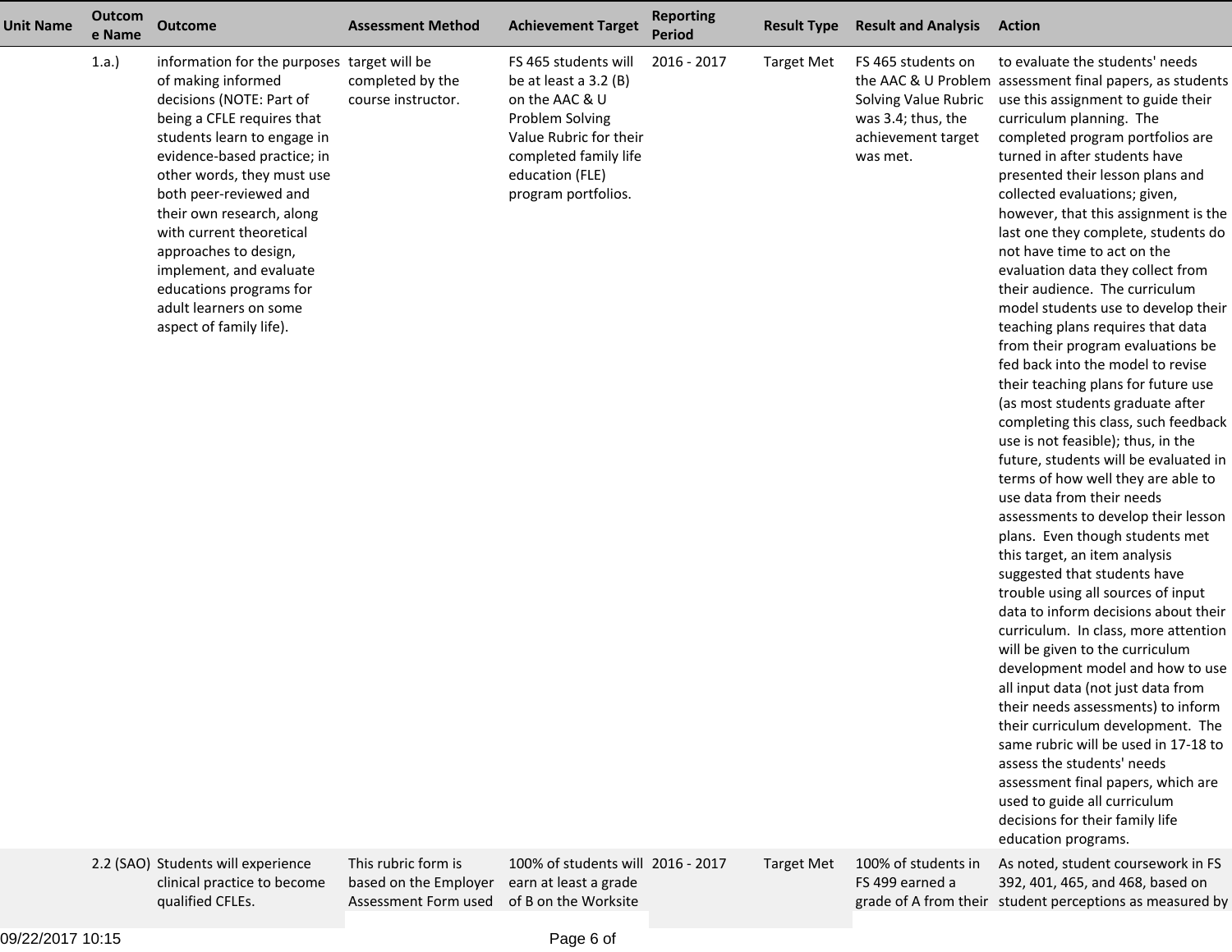| Unit Name | Outcome Name | Outcome | Assessment Method | Achievement Target | Reporting Period | Result Type | Result and Analysis | Action |
|---|---|---|---|---|---|---|---|---|
| | 1.a.) | information for the purposes of making informed decisions (NOTE: Part of being a CFLE requires that students learn to engage in evidence-based practice; in other words, they must use both peer-reviewed and their own research, along with current theoretical approaches to design, implement, and evaluate educations programs for adult learners on some aspect of family life). | target will be completed by the course instructor. | FS 465 students will be at least a 3.2 (B) on the AAC & U Problem Solving Value Rubric for their completed family life education (FLE) program portfolios. | 2016 - 2017 | Target Met | FS 465 students on the AAC & U Problem Solving Value Rubric was 3.4; thus, the achievement target was met. | to evaluate the students' needs assessment final papers, as students use this assignment to guide their curriculum planning. The completed program portfolios are turned in after students have presented their lesson plans and collected evaluations; given, however, that this assignment is the last one they complete, students do not have time to act on the evaluation data they collect from their audience. The curriculum model students use to develop their teaching plans requires that data from their program evaluations be fed back into the model to revise their teaching plans for future use (as most students graduate after completing this class, such feedback use is not feasible); thus, in the future, students will be evaluated in terms of how well they are able to use data from their needs assessments to develop their lesson plans. Even though students met this target, an item analysis suggested that students have trouble using all sources of input data to inform decisions about their curriculum. In class, more attention will be given to the curriculum development model and how to use all input data (not just data from their needs assessments) to inform their curriculum development. The same rubric will be used in 17-18 to assess the students' needs assessment final papers, which are used to guide all curriculum decisions for their family life education programs. |
| | 2.2 (SAO) | Students will experience clinical practice to become qualified CFLEs. | This rubric form is based on the Employer Assessment Form used | 100% of students will earn at least a grade of B on the Worksite | 2016 - 2017 | Target Met | 100% of students in FS 499 earned a grade of A from their | As noted, student coursework in FS 392, 401, 465, and 468, based on student perceptions as measured by |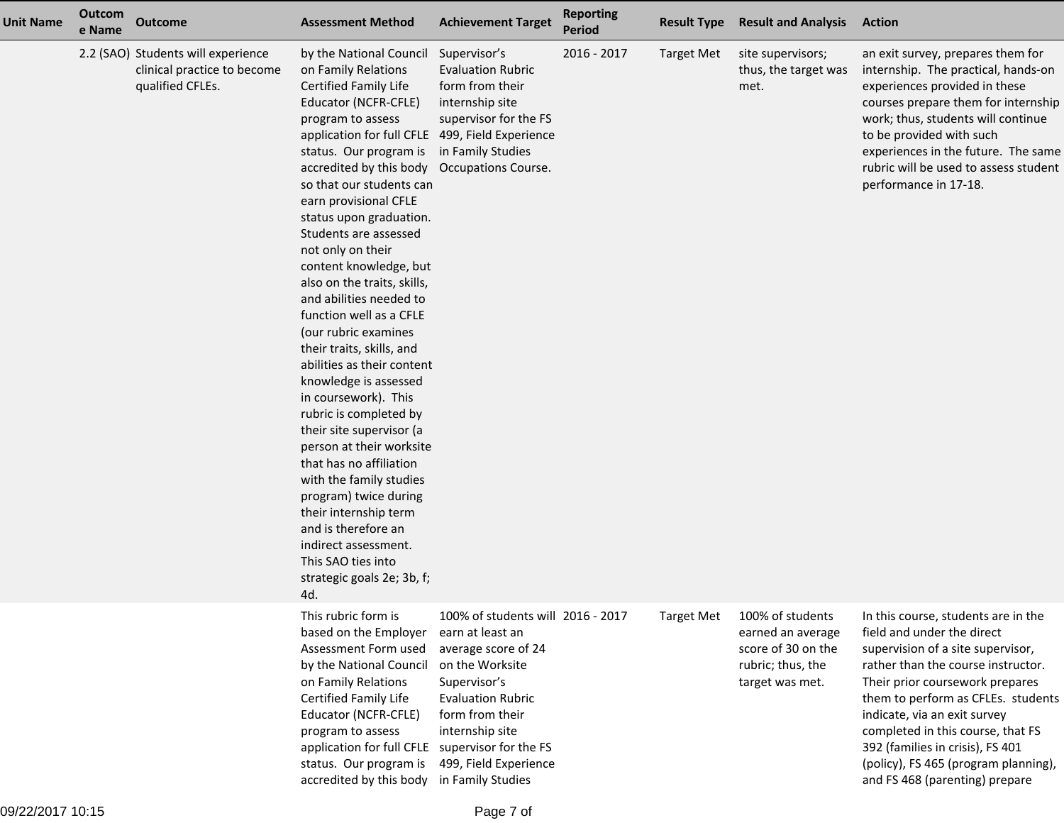| Unit Name | Outcome Name | Outcome | Assessment Method | Achievement Target | Reporting Period | Result Type | Result and Analysis | Action |
|---|---|---|---|---|---|---|---|---|
| | 2.2 (SAO) | Students will experience clinical practice to become qualified CFLEs. | by the National Council on Family Relations Certified Family Life Educator (NCFR-CFLE) program to assess application for full CFLE status. Our program is accredited by this body so that our students can earn provisional CFLE status upon graduation. Students are assessed not only on their content knowledge, but also on the traits, skills, and abilities needed to function well as a CFLE (our rubric examines their traits, skills, and abilities as their content knowledge is assessed in coursework). This rubric is completed by their site supervisor (a person at their worksite that has no affiliation with the family studies program) twice during their internship term and is therefore an indirect assessment. This SAO ties into strategic goals 2e; 3b, f; 4d. | Supervisor's Evaluation Rubric form from their internship site supervisor for the FS 499, Field Experience in Family Studies Occupations Course. | 2016 - 2017 | Target Met | site supervisors; thus, the target was met. | an exit survey, prepares them for internship. The practical, hands-on experiences provided in these courses prepare them for internship work; thus, students will continue to be provided with such experiences in the future. The same rubric will be used to assess student performance in 17-18. |
| | | | This rubric form is based on the Employer Assessment Form used by the National Council on Family Relations Certified Family Life Educator (NCFR-CFLE) program to assess application for full CFLE status. Our program is accredited by this body | 100% of students will earn at least an average score of 24 on the Worksite Supervisor's Evaluation Rubric form from their internship site supervisor for the FS 499, Field Experience in Family Studies | 2016 - 2017 | Target Met | 100% of students earned an average score of 30 on the rubric; thus, the target was met. | In this course, students are in the field and under the direct supervision of a site supervisor, rather than the course instructor. Their prior coursework prepares them to perform as CFLEs. students indicate, via an exit survey completed in this course, that FS 392 (families in crisis), FS 401 (policy), FS 465 (program planning), and FS 468 (parenting) prepare |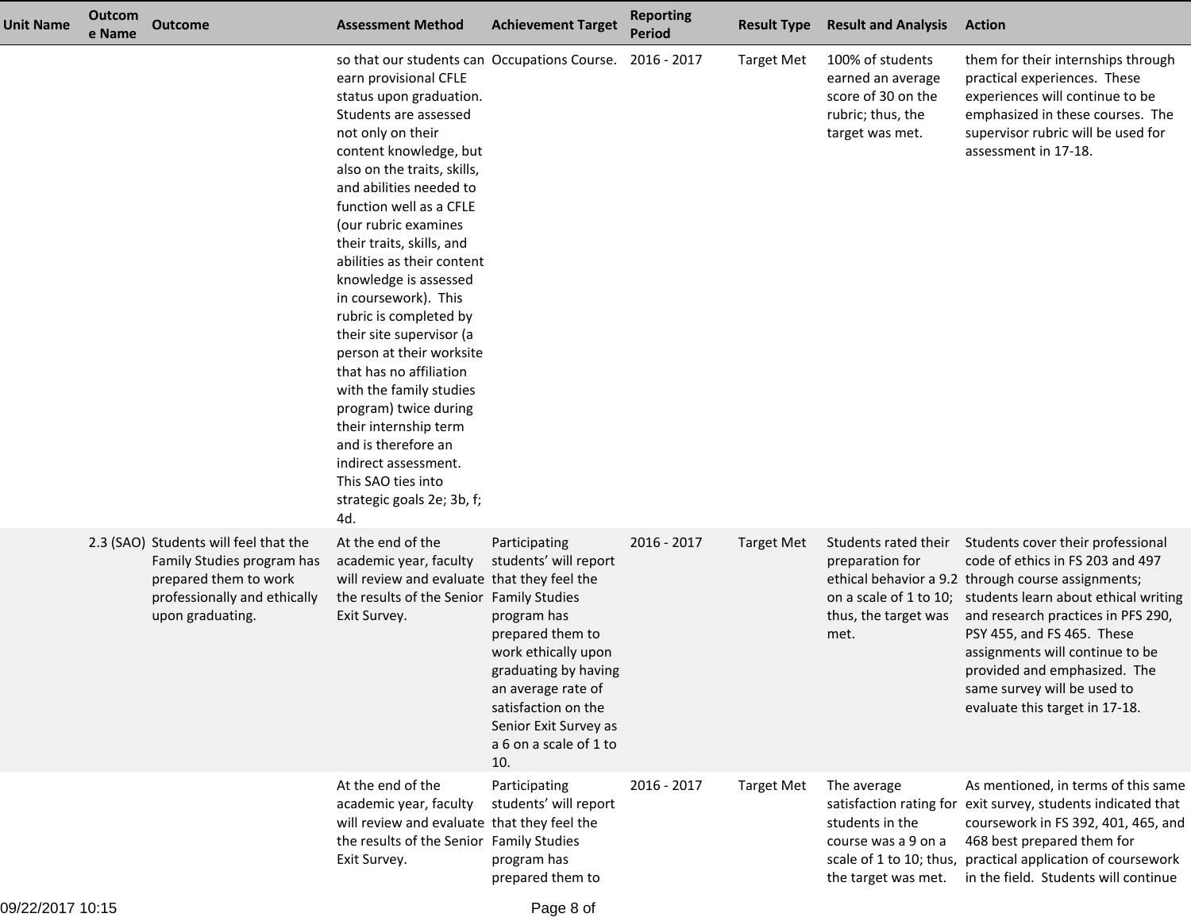| Unit Name | Outcome Name | Outcome | Assessment Method | Achievement Target | Reporting Period | Result Type | Result and Analysis | Action |
|---|---|---|---|---|---|---|---|---|
| | | | so that our students can earn provisional CFLE status upon graduation. Students are assessed not only on their content knowledge, but also on the traits, skills, and abilities needed to function well as a CFLE (our rubric examines their traits, skills, and abilities as their content knowledge is assessed in coursework). This rubric is completed by their site supervisor (a person at their worksite that has no affiliation with the family studies program) twice during their internship term and is therefore an indirect assessment. This SAO ties into strategic goals 2e; 3b, f; 4d. | Occupations Course. | 2016 - 2017 | Target Met | 100% of students earned an average score of 30 on the rubric; thus, the target was met. | them for their internships through practical experiences. These experiences will continue to be emphasized in these courses. The supervisor rubric will be used for assessment in 17-18. |
| | 2.3 (SAO) | Students will feel that the Family Studies program has prepared them to work professionally and ethically upon graduating. | At the end of the academic year, faculty will review and evaluate the results of the Senior Exit Survey. | Participating students' will report that they feel the Family Studies program has prepared them to work ethically upon graduating by having an average rate of satisfaction on the Senior Exit Survey as a 6 on a scale of 1 to 10. | 2016 - 2017 | Target Met | Students rated their preparation for ethical behavior a 9.2 on a scale of 1 to 10; thus, the target was met. | Students cover their professional code of ethics in FS 203 and 497 through course assignments; students learn about ethical writing and research practices in PFS 290, PSY 455, and FS 465. These assignments will continue to be provided and emphasized. The same survey will be used to evaluate this target in 17-18. |
| | | | At the end of the academic year, faculty will review and evaluate the results of the Senior Exit Survey. | Participating students' will report that they feel the Family Studies program has prepared them to | 2016 - 2017 | Target Met | The average satisfaction rating for students in the course was a 9 on a scale of 1 to 10; thus, the target was met. | As mentioned, in terms of this same exit survey, students indicated that coursework in FS 392, 401, 465, and 468 best prepared them for practical application of coursework in the field. Students will continue |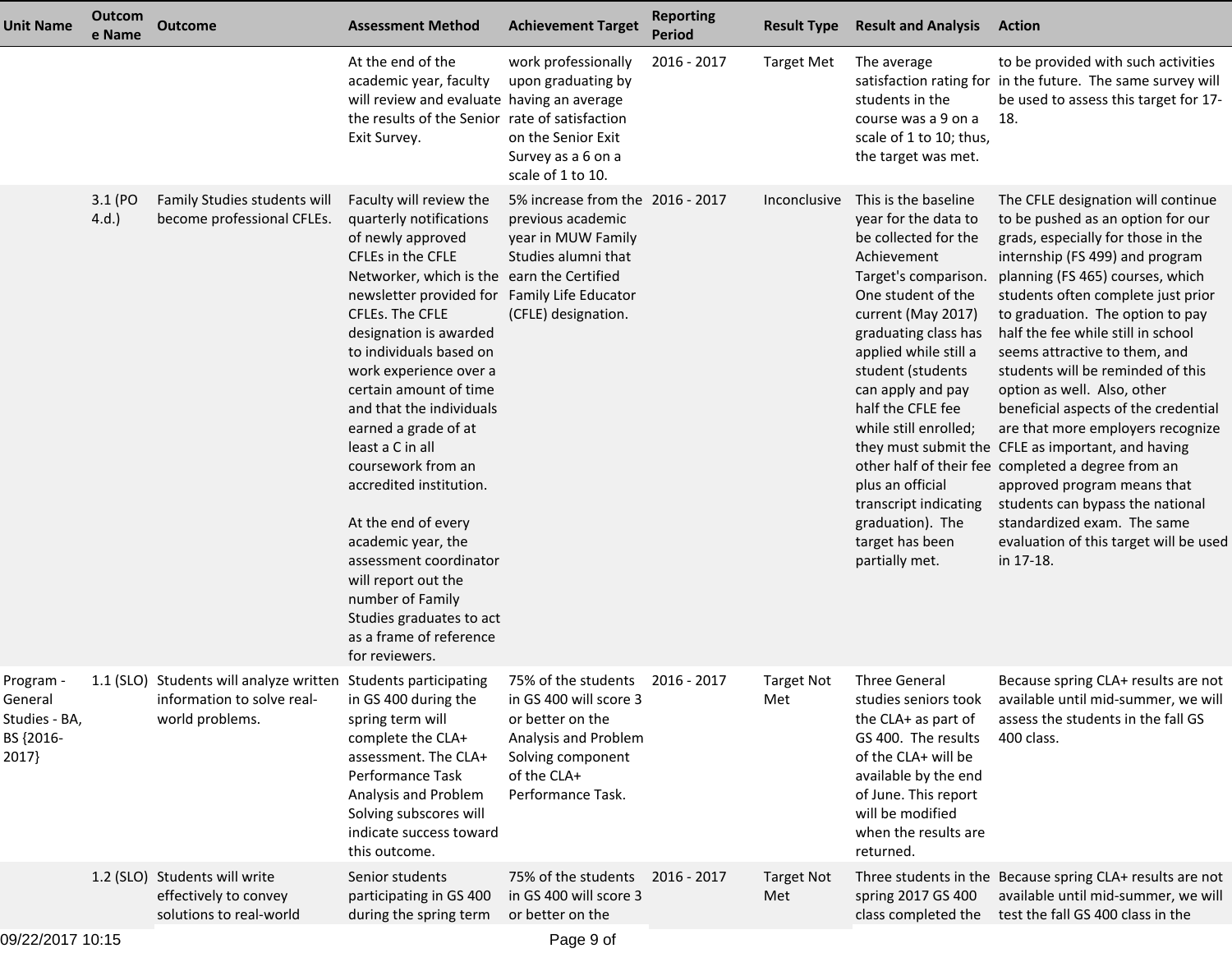| Unit Name | Outcome Name | Outcome | Assessment Method | Achievement Target | Reporting Period | Result Type | Result and Analysis | Action |
|---|---|---|---|---|---|---|---|---|
| | | | At the end of the academic year, faculty will review and evaluate the results of the Senior Exit Survey. | work professionally upon graduating by having an average rate of satisfaction on the Senior Exit Survey as a 6 on a scale of 1 to 10. | 2016 - 2017 | Target Met | The average satisfaction rating for students in the course was a 9 on a scale of 1 to 10; thus, the target was met. | to be provided with such activities in the future. The same survey will be used to assess this target for 17-18. |
| | 3.1 (PO 4.d.) | Family Studies students will become professional CFLEs. | Faculty will review the quarterly notifications of newly approved CFLEs in the CFLE Networker, which is the newsletter provided for CFLEs. The CFLE designation is awarded to individuals based on work experience over a certain amount of time and that the individuals earned a grade of at least a C in all coursework from an accredited institution.<br><br>At the end of every academic year, the assessment coordinator will report out the number of Family Studies graduates to act as a frame of reference for reviewers. | 5% increase from the previous academic year in MUW Family Studies alumni that earn the Certified Family Life Educator (CFLE) designation. | 2016 - 2017 | Inconclusive | This is the baseline year for the data to be collected for the Achievement Target's comparison. One student of the current (May 2017) graduating class has applied while still a student (students can apply and pay half the CFLE fee while still enrolled; they must submit the other half of their fee plus an official transcript indicating graduation). The target has been partially met. | The CFLE designation will continue to be pushed as an option for our grads, especially for those in the internship (FS 499) and program planning (FS 465) courses, which students often complete just prior to graduation. The option to pay half the fee while still in school seems attractive to them, and students will be reminded of this option as well. Also, other beneficial aspects of the credential are that more employers recognize CFLE as important, and having completed a degree from an approved program means that students can bypass the national standardized exam. The same evaluation of this target will be used in 17-18. |
| Program - General Studies - BA, BS {2016-2017} | 1.1 (SLO) | Students will analyze written information to solve real-world problems. | Students participating in GS 400 during the spring term will complete the CLA+ assessment. The CLA+ Performance Task Analysis and Problem Solving subscores will indicate success toward this outcome. | 75% of the students in GS 400 will score 3 or better on the Analysis and Problem Solving component of the CLA+ Performance Task. | 2016 - 2017 | Target Not Met | Three General studies seniors took the CLA+ as part of GS 400. The results of the CLA+ will be available by the end of June. This report will be modified when the results are returned. | Because spring CLA+ results are not available until mid-summer, we will assess the students in the fall GS 400 class. |
| | 1.2 (SLO) | Students will write effectively to convey solutions to real-world | Senior students participating in GS 400 during the spring term | 75% of the students in GS 400 will score 3 or better on the | 2016 - 2017 | Target Not Met | Three students in the spring 2017 GS 400 class completed the | Because spring CLA+ results are not available until mid-summer, we will test the fall GS 400 class in the |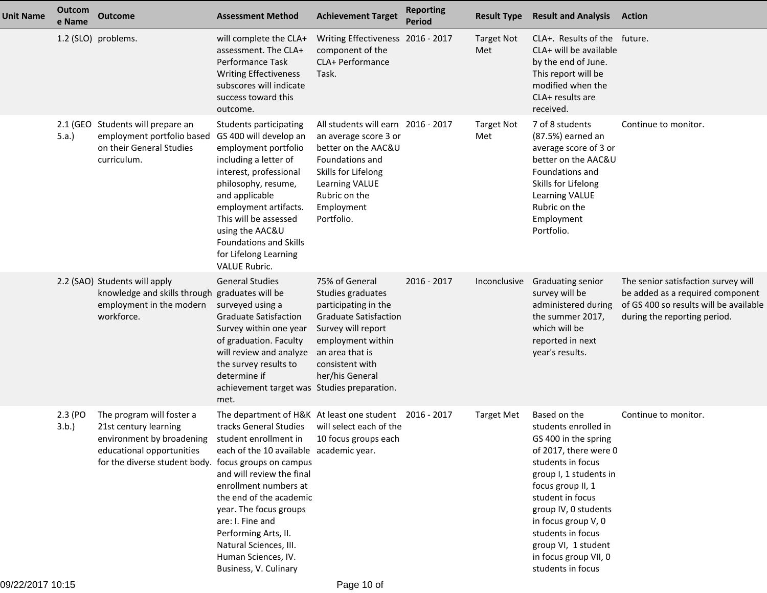| Unit Name | Outcome Name | Outcome | Assessment Method | Achievement Target | Reporting Period | Result Type | Result and Analysis | Action |
|---|---|---|---|---|---|---|---|---|
| | 1.2 (SLO) | problems. | will complete the CLA+ assessment. The CLA+ Performance Task Writing Effectiveness subscores will indicate success toward this outcome. | Writing Effectiveness component of the CLA+ Performance Task. | 2016 - 2017 | Target Not Met | CLA+. Results of the CLA+ will be available by the end of June. This report will be modified when the CLA+ results are received. | future. |
| | 2.1 (GEO 5.a.) | Students will prepare an employment portfolio based on their General Studies curriculum. | Students participating GS 400 will develop an employment portfolio including a letter of interest, professional philosophy, resume, and applicable employment artifacts. This will be assessed using the AAC&U Foundations and Skills for Lifelong Learning VALUE Rubric. | All students will earn an average score 3 or better on the AAC&U Foundations and Skills for Lifelong Learning VALUE Rubric on the Employment Portfolio. | 2016 - 2017 | Target Not Met | 7 of 8 students (87.5%) earned an average score of 3 or better on the AAC&U Foundations and Skills for Lifelong Learning VALUE Rubric on the Employment Portfolio. | Continue to monitor. |
| | 2.2 (SAO) | Students will apply knowledge and skills through employment in the modern workforce. | General Studies graduates will be surveyed using a Graduate Satisfaction Survey within one year of graduation. Faculty will review and analyze the survey results to determine if achievement target was met. | 75% of General Studies graduates participating in the Graduate Satisfaction Survey will report employment within an area that is consistent with her/his General Studies preparation. | 2016 - 2017 | Inconclusive | Graduating senior survey will be administered during the summer 2017, which will be reported in next year's results. | The senior satisfaction survey will be added as a required component of GS 400 so results will be available during the reporting period. |
| | 2.3 (PO 3.b.) | The program will foster a 21st century learning environment by broadening educational opportunities for the diverse student body. | The department of H&K tracks General Studies student enrollment in each of the 10 available focus groups on campus and will review the final enrollment numbers at the end of the academic year. The focus groups are: I. Fine and Performing Arts, II. Natural Sciences, III. Human Sciences, IV. Business, V. Culinary | At least one student will select each of the 10 focus groups each academic year. | 2016 - 2017 | Target Met | Based on the students enrolled in GS 400 in the spring of 2017, there were 0 students in focus group I, 1 students in focus group II, 1 student in focus group IV, 0 students in focus group V, 0 students in focus group VI, 1 student in focus group VII, 0 students in focus | Continue to monitor. |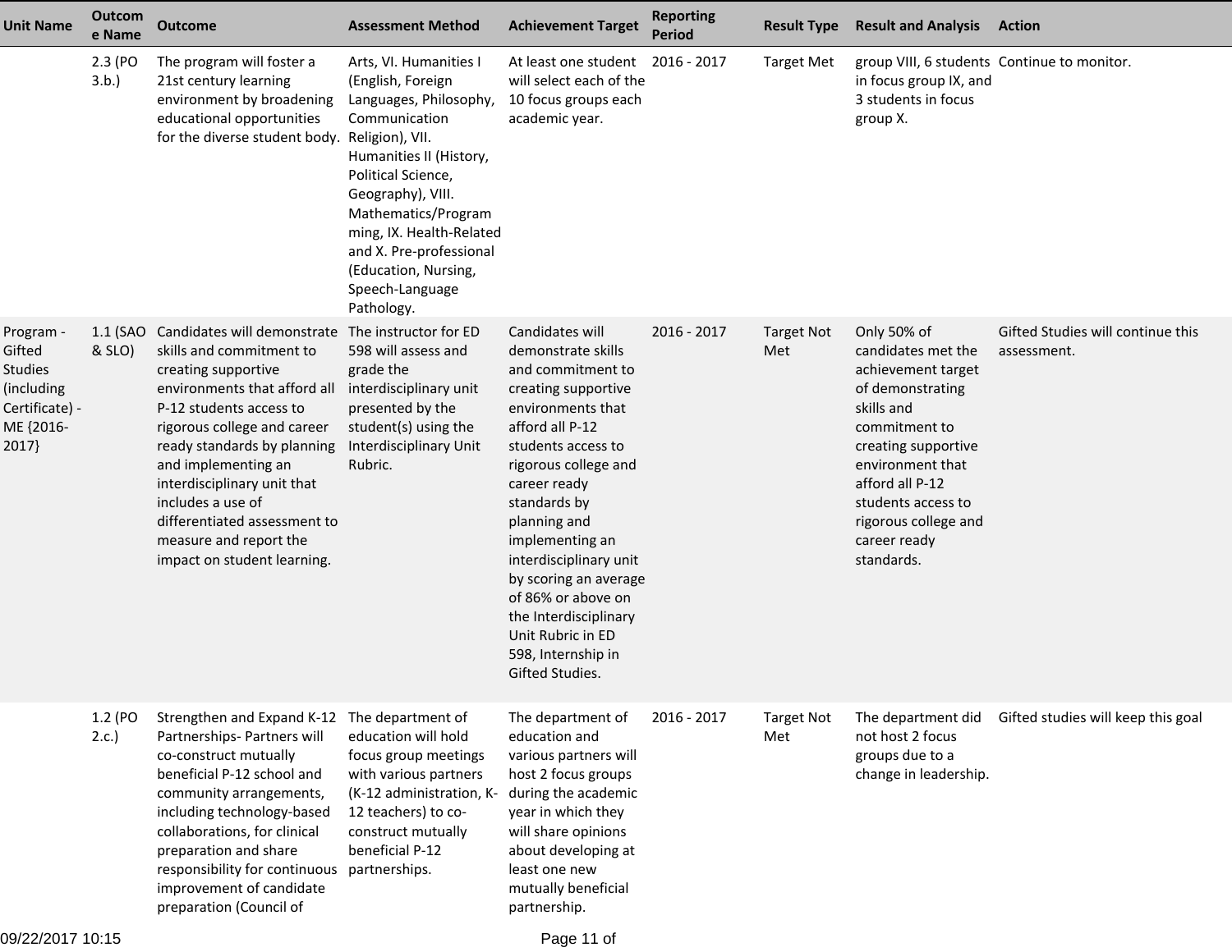| Unit Name | Outcome Name | Outcome | Assessment Method | Achievement Target | Reporting Period | Result Type | Result and Analysis | Action |
|---|---|---|---|---|---|---|---|---|
| | 2.3 (PO 3.b.) | The program will foster a 21st century learning environment by broadening educational opportunities for the diverse student body. | Arts, VI. Humanities I (English, Foreign Languages, Philosophy, Communication Religion), VII. Humanities II (History, Political Science, Geography), VIII. Mathematics/Programming, IX. Health-Related and X. Pre-professional (Education, Nursing, Speech-Language Pathology. | At least one student will select each of the 10 focus groups each academic year. | 2016 - 2017 | Target Met | group VIII, 6 students in focus group IX, and 3 students in focus group X. | Continue to monitor. |
| Program - Gifted Studies (including Certificate) - ME {2016-2017} | 1.1 (SAO & SLO) | Candidates will demonstrate skills and commitment to creating supportive environments that afford all P-12 students access to rigorous college and career ready standards by planning and implementing an interdisciplinary unit that includes a use of differentiated assessment to measure and report the impact on student learning. | The instructor for ED 598 will assess and grade the interdisciplinary unit presented by the student(s) using the Interdisciplinary Unit Rubric. | Candidates will demonstrate skills and commitment to creating supportive environments that afford all P-12 students access to rigorous college and career ready standards by planning and implementing an interdisciplinary unit by scoring an average of 86% or above on the Interdisciplinary Unit Rubric in ED 598, Internship in Gifted Studies. | 2016 - 2017 | Target Not Met | Only 50% of candidates met the achievement target of demonstrating skills and commitment to creating supportive environment that afford all P-12 students access to rigorous college and career ready standards. | Gifted Studies will continue this assessment. |
| | 1.2 (PO 2.c.) | Strengthen and Expand K-12 Partnerships- Partners will co-construct mutually beneficial P-12 school and community arrangements, including technology-based collaborations, for clinical preparation and share responsibility for continuous improvement of candidate preparation (Council of | The department of education will hold focus group meetings with various partners (K-12 administration, K-12 teachers) to co-construct mutually beneficial P-12 partnerships. | The department of education and various partners will host 2 focus groups during the academic year in which they will share opinions about developing at least one new mutually beneficial partnership. | 2016 - 2017 | Target Not Met | The department did not host 2 focus groups due to a change in leadership. | Gifted studies will keep this goal |

09/22/2017 10:15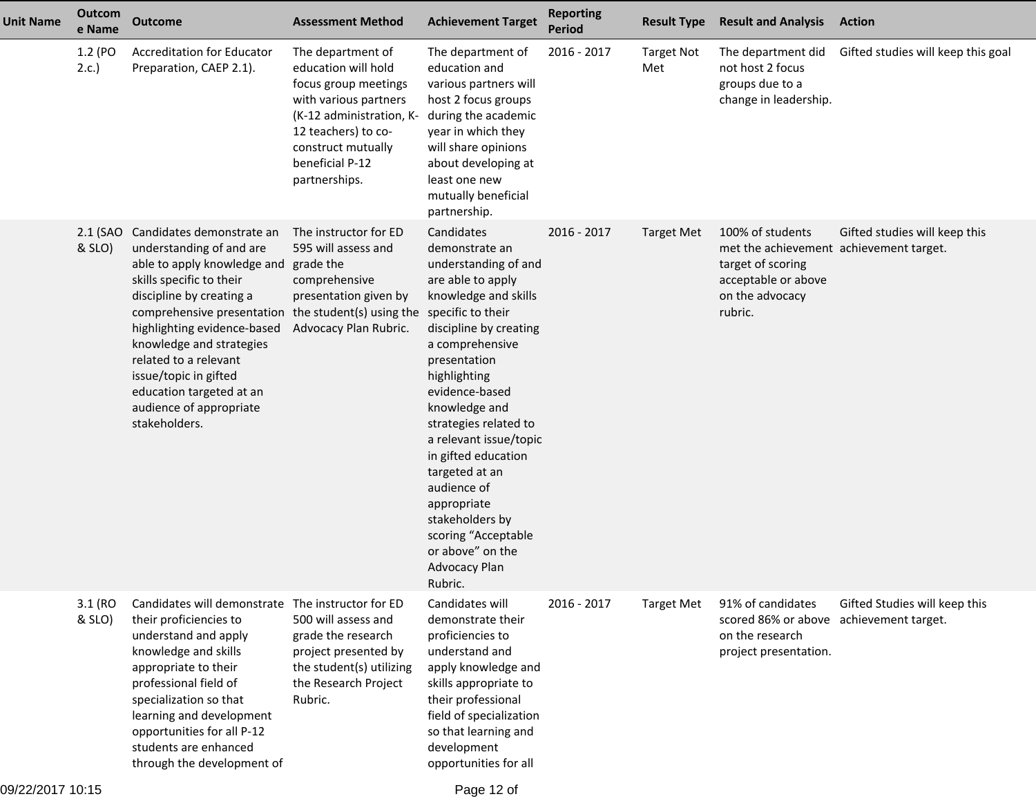| Unit Name | Outcome Name | Outcome | Assessment Method | Achievement Target | Reporting Period | Result Type | Result and Analysis | Action |
|---|---|---|---|---|---|---|---|---|
| | 1.2 (PO 2.c.) | Accreditation for Educator Preparation, CAEP 2.1). | The department of education will hold focus group meetings with various partners (K-12 administration, K-12 teachers) to co-construct mutually beneficial P-12 partnerships. | The department of education and various partners will host 2 focus groups during the academic year in which they will share opinions about developing at least one new mutually beneficial partnership. | 2016 - 2017 | Target Not Met | The department did not host 2 focus groups due to a change in leadership. | Gifted studies will keep this goal |
| | 2.1 (SAO & SLO) | Candidates demonstrate an understanding of and are able to apply knowledge and skills specific to their discipline by creating a comprehensive presentation highlighting evidence-based knowledge and strategies related to a relevant issue/topic in gifted education targeted at an audience of appropriate stakeholders. | The instructor for ED 595 will assess and grade the comprehensive presentation given by the student(s) using the Advocacy Plan Rubric. | Candidates demonstrate an understanding of and are able to apply knowledge and skills specific to their discipline by creating a comprehensive presentation highlighting evidence-based knowledge and strategies related to a relevant issue/topic in gifted education targeted at an audience of appropriate stakeholders by scoring “Acceptable or above” on the Advocacy Plan Rubric. | 2016 - 2017 | Target Met | 100% of students met the achievement target of scoring acceptable or above on the advocacy rubric. | Gifted studies will keep this achievement target. |
| | 3.1 (RO & SLO) | Candidates will demonstrate their proficiencies to understand and apply knowledge and skills appropriate to their professional field of specialization so that learning and development opportunities for all P-12 students are enhanced through the development of | The instructor for ED 500 will assess and grade the research project presented by the student(s) utilizing the Research Project Rubric. | Candidates will demonstrate their proficiencies to understand and apply knowledge and skills appropriate to their professional field of specialization so that learning and development opportunities for all | 2016 - 2017 | Target Met | 91% of candidates scored 86% or above on the research project presentation. | Gifted Studies will keep this achievement target. |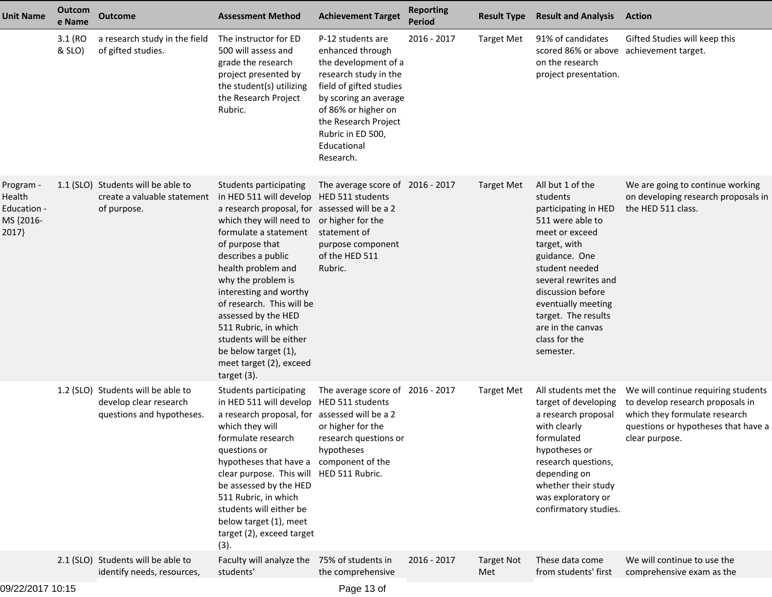| Unit Name | Outcome Name | Outcome | Assessment Method | Achievement Target | Reporting Period | Result Type | Result and Analysis | Action |
|---|---|---|---|---|---|---|---|---|
| | 3.1 (RO & SLO) | a research study in the field of gifted studies. | The instructor for ED 500 will assess and grade the research project presented by the student(s) utilizing the Research Project Rubric. | P-12 students are enhanced through the development of a research study in the field of gifted studies by scoring an average of 86% or higher on the Research Project Rubric in ED 500, Educational Research. | 2016 - 2017 | Target Met | 91% of candidates scored 86% or above on the research project presentation. | Gifted Studies will keep this achievement target. |
| Program - Health Education - MS {2016-2017} | 1.1 (SLO) | Students will be able to create a valuable statement of purpose. | Students participating in HED 511 will develop a research proposal, for which they will need to formulate a statement of purpose that describes a public health problem and why the problem is interesting and worthy of research. This will be assessed by the HED 511 Rubric, in which students will be either be below target (1), meet target (2), exceed target (3). | The average score of HED 511 students assessed will be a 2 or higher for the statement of purpose component of the HED 511 Rubric. | 2016 - 2017 | Target Met | All but 1 of the students participating in HED 511 were able to meet or exceed target, with guidance. One student needed several rewrites and discussion before eventually meeting target. The results are in the canvas class for the semester. | We are going to continue working on developing research proposals in the HED 511 class. |
| | 1.2 (SLO) | Students will be able to develop clear research questions and hypotheses. | Students participating in HED 511 will develop a research proposal, for which they will formulate research questions or hypotheses that have a clear purpose. This will be assessed by the HED 511 Rubric, in which students will either be below target (1), meet target (2), exceed target (3). | The average score of HED 511 students assessed will be a 2 or higher for the research questions or hypotheses component of the HED 511 Rubric. | 2016 - 2017 | Target Met | All students met the target of developing a research proposal with clearly formulated hypotheses or research questions, depending on whether their study was exploratory or confirmatory studies. | We will continue requiring students to develop research proposals in which they formulate research questions or hypotheses that have a clear purpose. |
| | 2.1 (SLO) | Students will be able to identify needs, resources, | Faculty will analyze the students' | 75% of students in the comprehensive | 2016 - 2017 | Target Not Met | These data come from students' first | We will continue to use the comprehensive exam as the |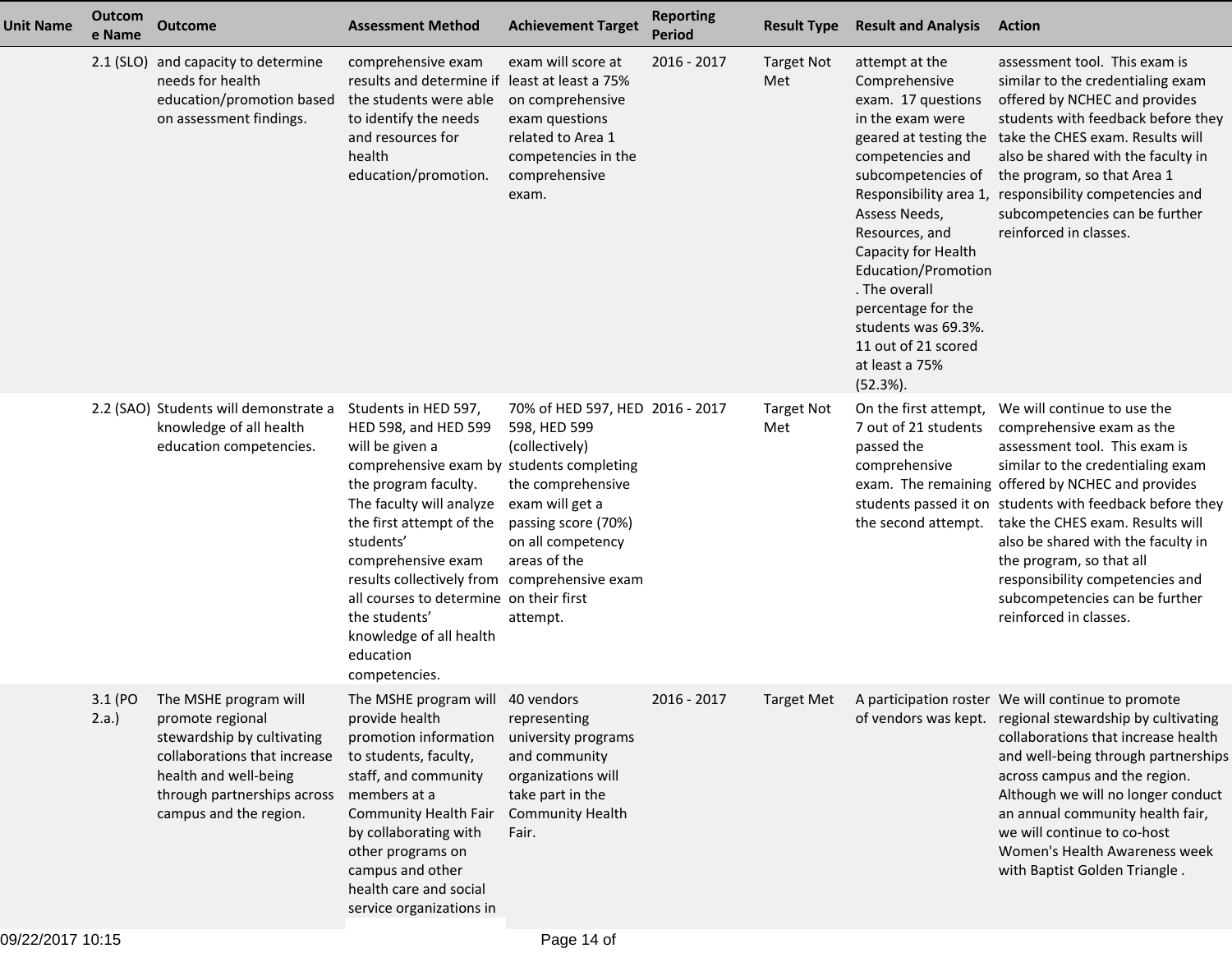| Unit Name | Outcome Name | Outcome | Assessment Method | Achievement Target | Reporting Period | Result Type | Result and Analysis | Action |
|---|---|---|---|---|---|---|---|---|
| | 2.1 (SLO) | and capacity to determine needs for health education/promotion based on assessment findings. | comprehensive exam results and determine if the students were able to identify the needs and resources for health education/promotion. | exam will score at least at least a 75% on comprehensive exam questions related to Area 1 competencies in the comprehensive exam. | 2016 - 2017 | Target Not Met | attempt at the Comprehensive exam. 17 questions in the exam were geared at testing the competencies and subcompetencies of Responsibility area 1, Assess Needs, Resources, and Capacity for Health Education/Promotion. The overall percentage for the students was 69.3%. 11 out of 21 scored at least a 75% (52.3%). | assessment tool. This exam is similar to the credentialing exam offered by NCHEC and provides students with feedback before they take the CHES exam. Results will also be shared with the faculty in the program, so that Area 1 responsibility competencies and subcompetencies can be further reinforced in classes. |
| | 2.2 (SAO) | Students will demonstrate a knowledge of all health education competencies. | Students in HED 597, HED 598, and HED 599 will be given a comprehensive exam by the program faculty. The faculty will analyze the first attempt of the students' comprehensive exam results collectively from all courses to determine the students' knowledge of all health education competencies. | 70% of HED 597, HED 598, HED 599 (collectively) students completing the comprehensive exam will get a passing score (70%) on all competency areas of the comprehensive exam on their first attempt. | 2016 - 2017 | Target Not Met | On the first attempt, 7 out of 21 students passed the comprehensive exam. The remaining students passed it on the second attempt. | We will continue to use the comprehensive exam as the assessment tool. This exam is similar to the credentialing exam offered by NCHEC and provides students with feedback before they take the CHES exam. Results will also be shared with the faculty in the program, so that all responsibility competencies and subcompetencies can be further reinforced in classes. |
| | 3.1 (PO 2.a.) | The MSHE program will promote regional stewardship by cultivating collaborations that increase health and well-being through partnerships across campus and the region. | The MSHE program will provide health promotion information to students, faculty, staff, and community members at a Community Health Fair by collaborating with other programs on campus and other health care and social service organizations in | 40 vendors representing university programs and community organizations will take part in the Community Health Fair. | 2016 - 2017 | Target Met | A participation roster of vendors was kept. | We will continue to promote regional stewardship by cultivating collaborations that increase health and well-being through partnerships across campus and the region. Although we will no longer conduct an annual community health fair, we will continue to co-host Women's Health Awareness week with Baptist Golden Triangle . |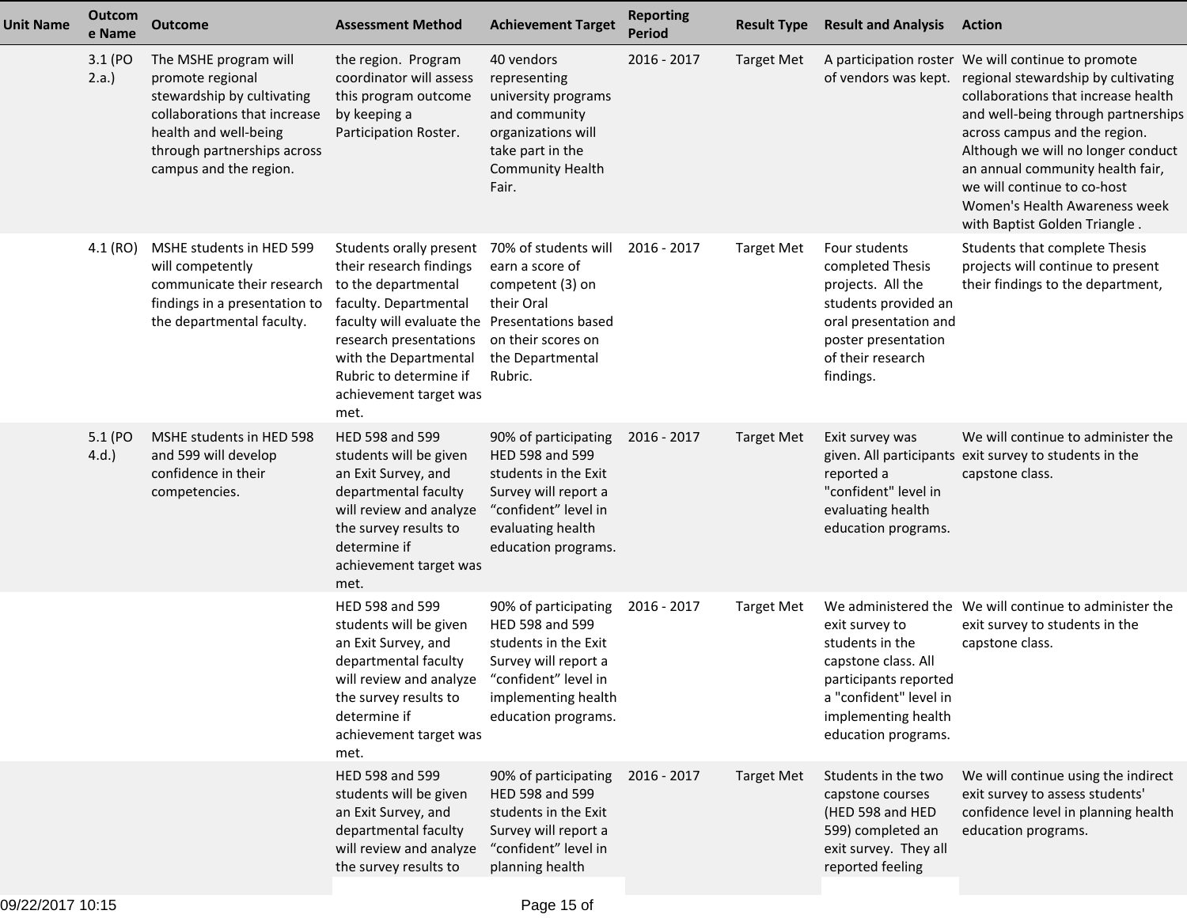| Unit Name | Outcome Name | Outcome | Assessment Method | Achievement Target | Reporting Period | Result Type | Result and Analysis | Action |
|---|---|---|---|---|---|---|---|---|
| | 3.1 (PO 2.a.) | The MSHE program will promote regional stewardship by cultivating collaborations that increase health and well-being through partnerships across campus and the region. | the region. Program coordinator will assess this program outcome by keeping a Participation Roster. | 40 vendors representing university programs and community organizations will take part in the Community Health Fair. | 2016 - 2017 | Target Met | A participation roster of vendors was kept. | We will continue to promote regional stewardship by cultivating collaborations that increase health and well-being through partnerships across campus and the region. Although we will no longer conduct an annual community health fair, we will continue to co-host Women's Health Awareness week with Baptist Golden Triangle . |
| | 4.1 (RO) | MSHE students in HED 599 will competently communicate their research findings in a presentation to the departmental faculty. | Students orally present their research findings to the departmental faculty. Departmental faculty will evaluate the research presentations with the Departmental Rubric to determine if achievement target was met. | 70% of students will earn a score of competent (3) on their Oral Presentations based on their scores on the Departmental Rubric. | 2016 - 2017 | Target Met | Four students completed Thesis projects. All the students provided an oral presentation and poster presentation of their research findings. | Students that complete Thesis projects will continue to present their findings to the department, |
| | 5.1 (PO 4.d.) | MSHE students in HED 598 and 599 will develop confidence in their competencies. | HED 598 and 599 students will be given an Exit Survey, and departmental faculty will review and analyze the survey results to determine if achievement target was met. | 90% of participating HED 598 and 599 students in the Exit Survey will report a “confident” level in evaluating health education programs. | 2016 - 2017 | Target Met | Exit survey was given. All participants reported a "confident" level in evaluating health education programs. | We will continue to administer the exit survey to students in the capstone class. |
| | | | HED 598 and 599 students will be given an Exit Survey, and departmental faculty will review and analyze the survey results to determine if achievement target was met. | 90% of participating HED 598 and 599 students in the Exit Survey will report a “confident” level in implementing health education programs. | 2016 - 2017 | Target Met | We administered the exit survey to students in the capstone class. All participants reported a "confident" level in implementing health education programs. | We will continue to administer the exit survey to students in the capstone class. |
| | | | HED 598 and 599 students will be given an Exit Survey, and departmental faculty will review and analyze the survey results to | 90% of participating HED 598 and 599 students in the Exit Survey will report a “confident” level in planning health | 2016 - 2017 | Target Met | Students in the two capstone courses (HED 598 and HED 599) completed an exit survey. They all reported feeling | We will continue using the indirect exit survey to assess students' confidence level in planning health education programs. |

09/22/2017 10:15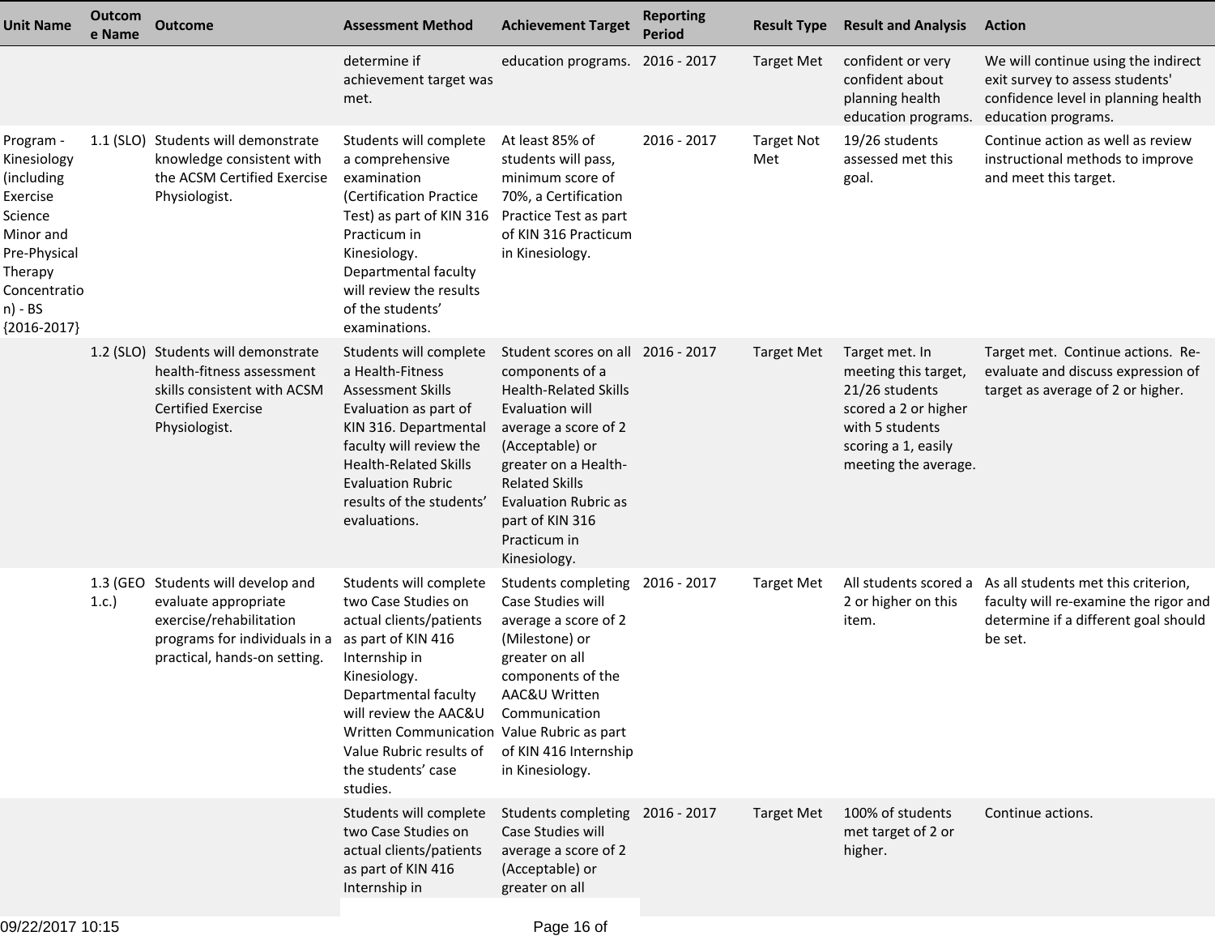| Unit Name | Outcome Name | Outcome | Assessment Method | Achievement Target | Reporting Period | Result Type | Result and Analysis | Action |
|---|---|---|---|---|---|---|---|---|
| | | | determine if achievement target was met. | education programs. | 2016 - 2017 | Target Met | confident or very confident about planning health education programs. | We will continue using the indirect exit survey to assess students' confidence level in planning health education programs. |
| Program - Kinesiology (including Exercise Science Minor and Pre-Physical Therapy Concentration) - BS {2016-2017} | 1.1 (SLO) | Students will demonstrate knowledge consistent with the ACSM Certified Exercise Physiologist. | Students will complete a comprehensive examination (Certification Practice Test) as part of KIN 316 Practicum in Kinesiology. Departmental faculty will review the results of the students' examinations. | At least 85% of students will pass, minimum score of 70%, a Certification Practice Test as part of KIN 316 Practicum in Kinesiology. | 2016 - 2017 | Target Not Met | 19/26 students assessed met this goal. | Continue action as well as review instructional methods to improve and meet this target. |
| | 1.2 (SLO) | Students will demonstrate health-fitness assessment skills consistent with ACSM Certified Exercise Physiologist. | Students will complete a Health-Fitness Assessment Skills Evaluation as part of KIN 316. Departmental faculty will review the Health-Related Skills Evaluation Rubric results of the students' evaluations. | Student scores on all components of a Health-Related Skills Evaluation will average a score of 2 (Acceptable) or greater on a Health-Related Skills Evaluation Rubric as part of KIN 316 Practicum in Kinesiology. | 2016 - 2017 | Target Met | Target met. In meeting this target, 21/26 students scored a 2 or higher with 5 students scoring a 1, easily meeting the average. | Target met. Continue actions. Re-evaluate and discuss expression of target as average of 2 or higher. |
| | 1.3 (GEO 1.c.) | Students will develop and evaluate appropriate exercise/rehabilitation programs for individuals in a practical, hands-on setting. | Students will complete two Case Studies on actual clients/patients as part of KIN 416 Internship in Kinesiology. Departmental faculty will review the AAC&U Written Communication Value Rubric results of the students' case studies. | Students completing Case Studies will average a score of 2 (Milestone) or greater on all components of the AAC&U Written Communication Value Rubric as part of KIN 416 Internship in Kinesiology. | 2016 - 2017 | Target Met | All students scored a 2 or higher on this item. | As all students met this criterion, faculty will re-examine the rigor and determine if a different goal should be set. |
| | | | Students will complete two Case Studies on actual clients/patients as part of KIN 416 Internship in | Students completing Case Studies will average a score of 2 (Acceptable) or greater on all | 2016 - 2017 | Target Met | 100% of students met target of 2 or higher. | Continue actions. |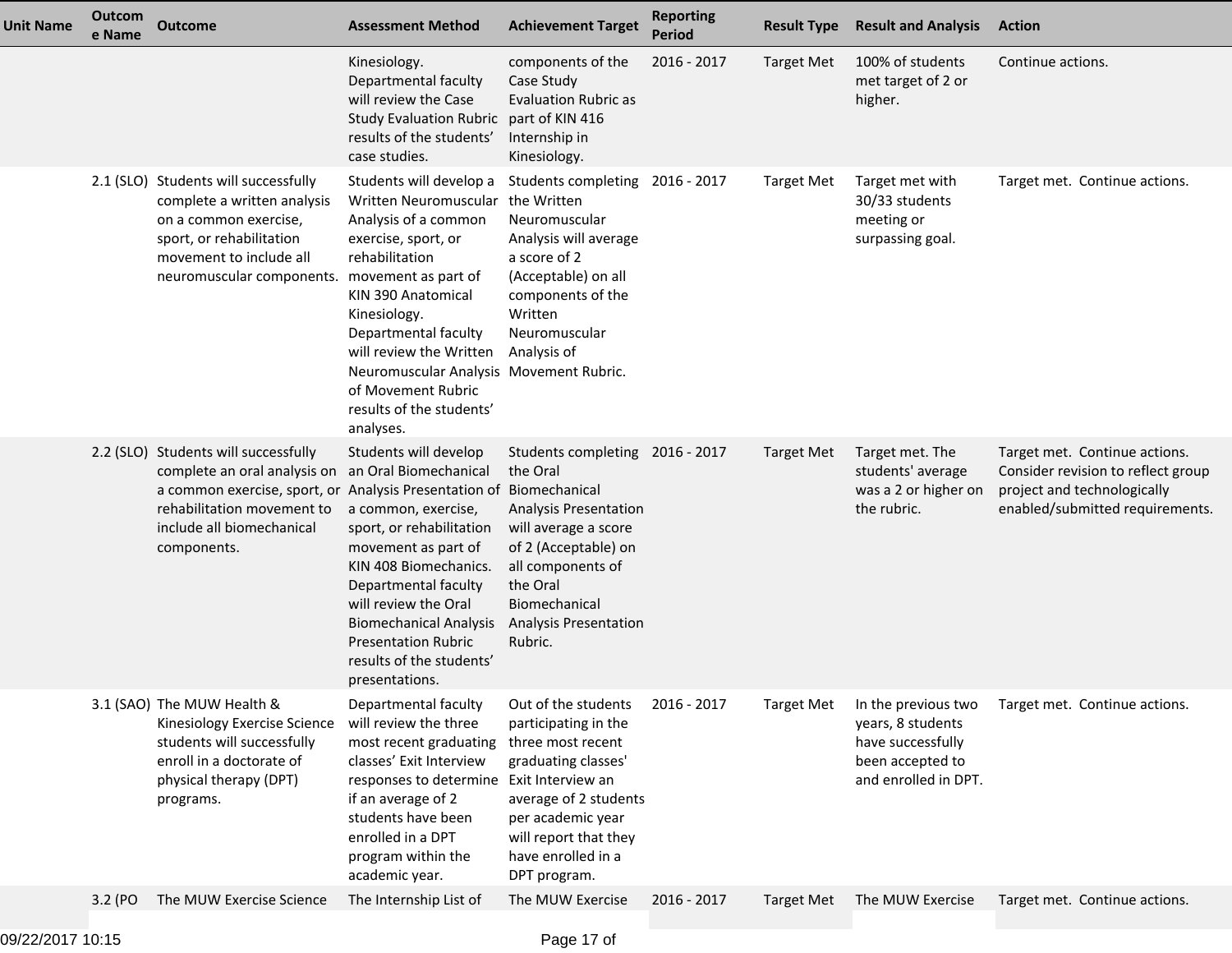| Unit Name | Outcome Name | Outcome | Assessment Method | Achievement Target | Reporting Period | Result Type | Result and Analysis | Action |
|---|---|---|---|---|---|---|---|---|
| | | | Kinesiology. Departmental faculty will review the Case Study Evaluation Rubric results of the students' case studies. | components of the Case Study Evaluation Rubric as part of KIN 416 Internship in Kinesiology. | 2016 - 2017 | Target Met | 100% of students met target of 2 or higher. | Continue actions. |
| | 2.1 (SLO) | Students will successfully complete a written analysis on a common exercise, sport, or rehabilitation movement to include all neuromuscular components. | Students will develop a Written Neuromuscular Analysis of a common exercise, sport, or rehabilitation movement as part of KIN 390 Anatomical Kinesiology. Departmental faculty will review the Written Neuromuscular Analysis of Movement Rubric results of the students' analyses. | Students completing the Written Neuromuscular Analysis will average a score of 2 (Acceptable) on all components of the Written Neuromuscular Analysis of Movement Rubric. | 2016 - 2017 | Target Met | Target met with 30/33 students meeting or surpassing goal. | Target met. Continue actions. |
| | 2.2 (SLO) | Students will successfully complete an oral analysis on a common exercise, sport, or rehabilitation movement to include all biomechanical components. | Students will develop an Oral Biomechanical Analysis Presentation of a common, exercise, sport, or rehabilitation movement as part of KIN 408 Biomechanics. Departmental faculty will review the Oral Biomechanical Analysis Presentation Rubric results of the students' presentations. | Students completing the Oral Biomechanical Analysis Presentation will average a score of 2 (Acceptable) on all components of the Oral Biomechanical Analysis Presentation Rubric. | 2016 - 2017 | Target Met | Target met. The students' average was a 2 or higher on the rubric. | Target met. Continue actions. Consider revision to reflect group project and technologically enabled/submitted requirements. |
| | 3.1 (SAO) | The MUW Health & Kinesiology Exercise Science students will successfully enroll in a doctorate of physical therapy (DPT) programs. | Departmental faculty will review the three most recent graduating classes' Exit Interview responses to determine if an average of 2 students have been enrolled in a DPT program within the academic year. | Out of the students participating in the three most recent graduating classes' Exit Interview an average of 2 students per academic year will report that they have enrolled in a DPT program. | 2016 - 2017 | Target Met | In the previous two years, 8 students have successfully been accepted to and enrolled in DPT. | Target met. Continue actions. |
| | 3.2 (PO | The MUW Exercise Science | The Internship List of | The MUW Exercise | 2016 - 2017 | Target Met | The MUW Exercise | Target met. Continue actions. |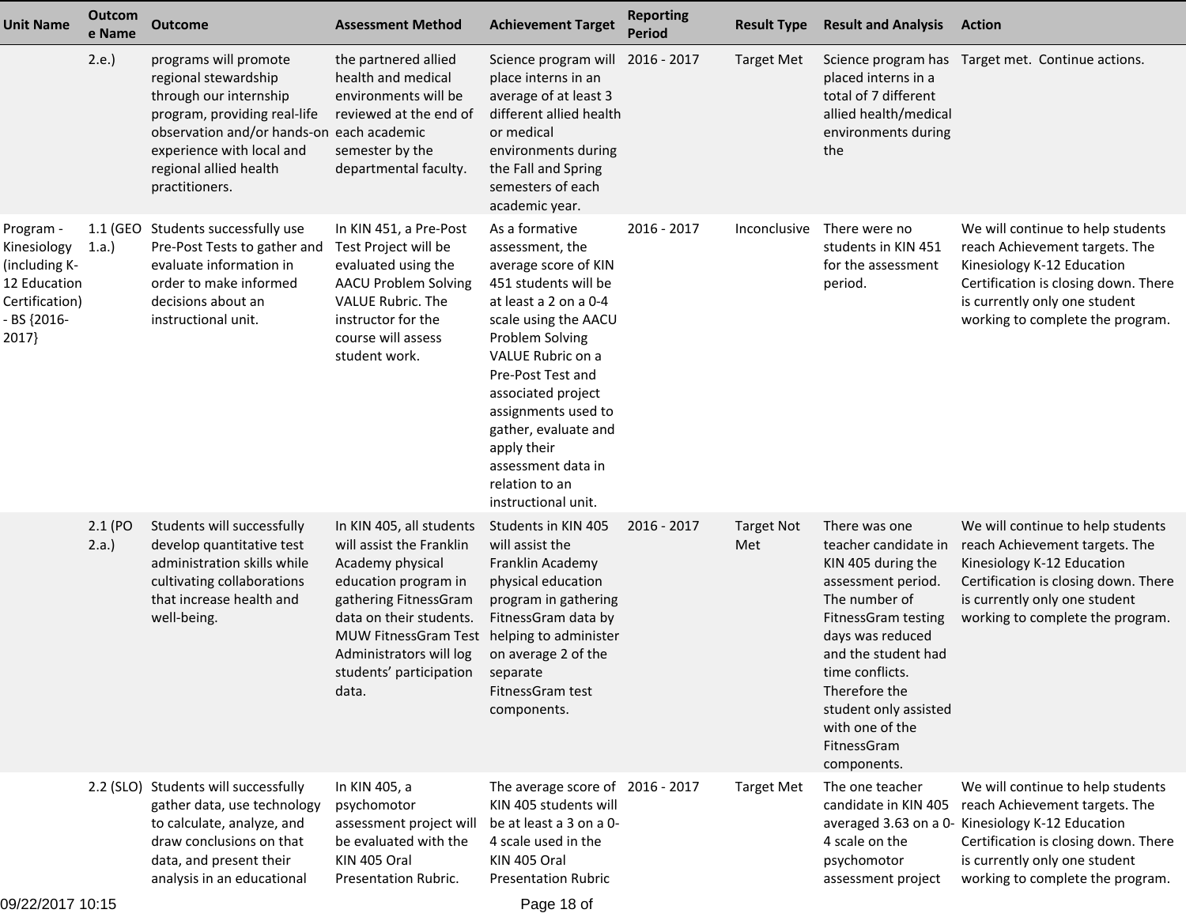| Unit Name | Outcome Name | Outcome | Assessment Method | Achievement Target | Reporting Period | Result Type | Result and Analysis | Action |
|---|---|---|---|---|---|---|---|---|
| | 2.e.) | programs will promote regional stewardship through our internship program, providing real-life observation and/or hands-on experience with local and regional allied health practitioners. | the partnered allied health and medical environments will be reviewed at the end of each academic semester by the departmental faculty. | Science program will place interns in an average of at least 3 different allied health or medical environments during the Fall and Spring semesters of each academic year. | 2016 - 2017 | Target Met | Science program has placed interns in a total of 7 different allied health/medical environments during the | Target met. Continue actions. |
| Program - Kinesiology (including K-12 Education Certification) - BS {2016-2017} | 1.1 (GEO 1.a.) | Students successfully use Pre-Post Tests to gather and evaluate information in order to make informed decisions about an instructional unit. | In KIN 451, a Pre-Post Test Project will be evaluated using the AACU Problem Solving VALUE Rubric. The instructor for the course will assess student work. | As a formative assessment, the average score of KIN 451 students will be at least a 2 on a 0-4 scale using the AACU Problem Solving VALUE Rubric on a Pre-Post Test and associated project assignments used to gather, evaluate and apply their assessment data in relation to an instructional unit. | 2016 - 2017 | Inconclusive | There were no students in KIN 451 for the assessment period. | We will continue to help students reach Achievement targets. The Kinesiology K-12 Education Certification is closing down. There is currently only one student working to complete the program. |
| | 2.1 (PO 2.a.) | Students will successfully develop quantitative test administration skills while cultivating collaborations that increase health and well-being. | In KIN 405, all students will assist the Franklin Academy physical education program in gathering FitnessGram data on their students. MUW FitnessGram Test Administrators will log students' participation data. | Students in KIN 405 will assist the Franklin Academy physical education program in gathering FitnessGram data by helping to administer on average 2 of the separate FitnessGram test components. | 2016 - 2017 | Target Not Met | There was one teacher candidate in KIN 405 during the assessment period. The number of FitnessGram testing days was reduced and the student had time conflicts. Therefore the student only assisted with one of the FitnessGram components. | We will continue to help students reach Achievement targets. The Kinesiology K-12 Education Certification is closing down. There is currently only one student working to complete the program. |
| | 2.2 (SLO) | Students will successfully gather data, use technology to calculate, analyze, and draw conclusions on that data, and present their analysis in an educational | In KIN 405, a psychomotor assessment project will be evaluated with the KIN 405 Oral Presentation Rubric. | The average score of KIN 405 students will be at least a 3 on a 0-4 scale used in the KIN 405 Oral Presentation Rubric | 2016 - 2017 | Target Met | The one teacher candidate in KIN 405 averaged 3.63 on a 0-4 scale on the psychomotor assessment project | We will continue to help students reach Achievement targets. The Kinesiology K-12 Education Certification is closing down. There is currently only one student working to complete the program. |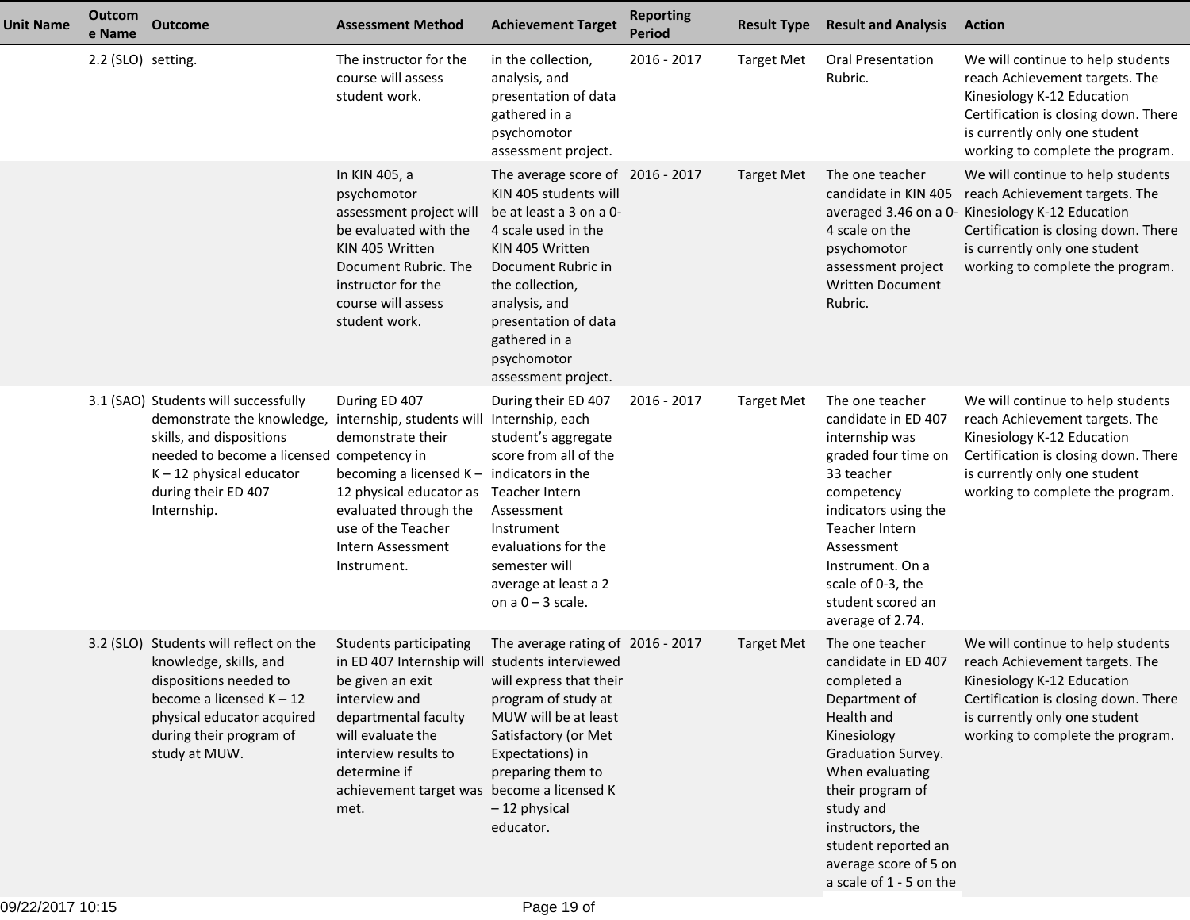| Unit Name | Outcome Name | Outcome | Assessment Method | Achievement Target | Reporting Period | Result Type | Result and Analysis | Action |
|---|---|---|---|---|---|---|---|---|
| | 2.2 (SLO) | setting. | The instructor for the course will assess student work. | in the collection, analysis, and presentation of data gathered in a psychomotor assessment project. | 2016 - 2017 | Target Met | Oral Presentation Rubric. | We will continue to help students reach Achievement targets. The Kinesiology K-12 Education Certification is closing down. There is currently only one student working to complete the program. |
| | | | In KIN 405, a psychomotor assessment project will be evaluated with the KIN 405 Written Document Rubric. The instructor for the course will assess student work. | The average score of KIN 405 students will be at least a 3 on a 0-4 scale used in the KIN 405 Written Document Rubric in the collection, analysis, and presentation of data gathered in a psychomotor assessment project. | 2016 - 2017 | Target Met | The one teacher candidate in KIN 405 averaged 3.46 on a 0-4 scale on the psychomotor assessment project Written Document Rubric. | We will continue to help students reach Achievement targets. The Kinesiology K-12 Education Certification is closing down. There is currently only one student working to complete the program. |
| | 3.1 (SAO) | Students will successfully demonstrate the knowledge, skills, and dispositions needed to become a licensed K – 12 physical educator during their ED 407 Internship. | During ED 407 internship, students will demonstrate their competency in becoming a licensed K – 12 physical educator as evaluated through the use of the Teacher Intern Assessment Instrument. | During their ED 407 Internship, each student's aggregate score from all of the indicators in the Teacher Intern Assessment Instrument evaluations for the semester will average at least a 2 on a 0 – 3 scale. | 2016 - 2017 | Target Met | The one teacher candidate in ED 407 internship was graded four time on 33 teacher competency indicators using the Teacher Intern Assessment Instrument. On a scale of 0-3, the student scored an average of 2.74. | We will continue to help students reach Achievement targets. The Kinesiology K-12 Education Certification is closing down. There is currently only one student working to complete the program. |
| | 3.2 (SLO) | Students will reflect on the knowledge, skills, and dispositions needed to become a licensed K – 12 physical educator acquired during their program of study at MUW. | Students participating in ED 407 Internship will be given an exit interview and departmental faculty will evaluate the interview results to determine if achievement target was met. | The average rating of students interviewed will express that their program of study at MUW will be at least Satisfactory (or Met Expectations) in preparing them to become a licensed K – 12 physical educator. | 2016 - 2017 | Target Met | The one teacher candidate in ED 407 completed a Department of Health and Kinesiology Graduation Survey. When evaluating their program of study and instructors, the student reported an average score of 5 on a scale of 1 - 5 on the | We will continue to help students reach Achievement targets. The Kinesiology K-12 Education Certification is closing down. There is currently only one student working to complete the program. |

09/22/2017 10:15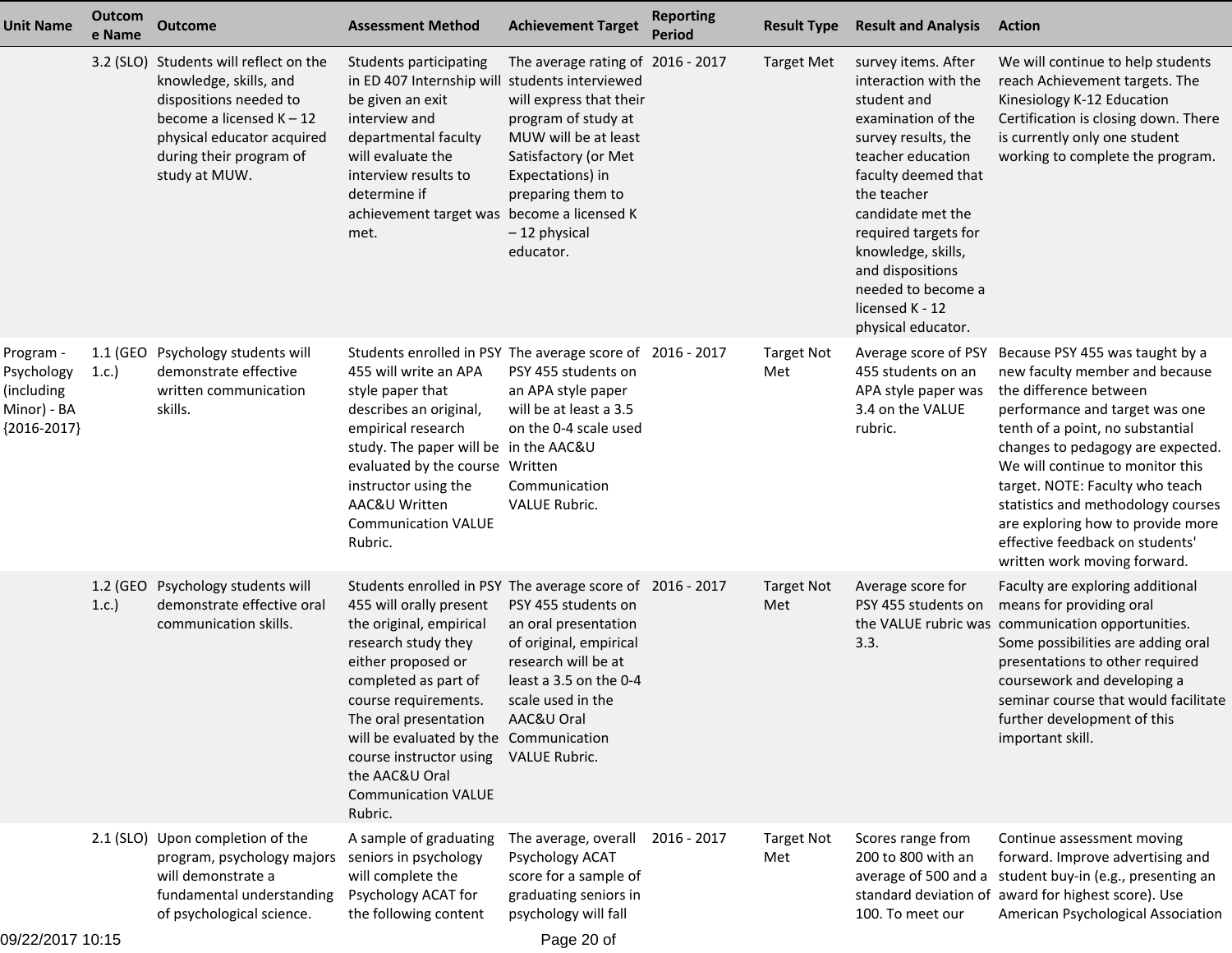| Unit Name | Outcome Name | Outcome | Assessment Method | Achievement Target | Reporting Period | Result Type | Result and Analysis | Action |
|---|---|---|---|---|---|---|---|---|
| | 3.2 (SLO) | Students will reflect on the knowledge, skills, and dispositions needed to become a licensed K – 12 physical educator acquired during their program of study at MUW. | Students participating in ED 407 Internship will be given an exit interview and departmental faculty will evaluate the interview results to determine if achievement target was met. | The average rating of students interviewed will express that their program of study at MUW will be at least Satisfactory (or Met Expectations) in preparing them to become a licensed K – 12 physical educator. | 2016 - 2017 | Target Met | survey items. After interaction with the student and examination of the survey results, the teacher education faculty deemed that the teacher candidate met the required targets for knowledge, skills, and dispositions needed to become a licensed K - 12 physical educator. | We will continue to help students reach Achievement targets. The Kinesiology K-12 Education Certification is closing down. There is currently only one student working to complete the program. |
| Program - Psychology (including Minor) - BA {2016-2017} | 1.1 (GEO 1.c.) | Psychology students will demonstrate effective written communication skills. | Students enrolled in PSY 455 will write an APA style paper that describes an original, empirical research study. The paper will be evaluated by the course instructor using the AAC&U Written Communication VALUE Rubric. | The average score of PSY 455 students on an APA style paper will be at least a 3.5 on the 0-4 scale used in the AAC&U Written Communication VALUE Rubric. | 2016 - 2017 | Target Not Met | Average score of PSY 455 students on an APA style paper was 3.4 on the VALUE rubric. | Because PSY 455 was taught by a new faculty member and because the difference between performance and target was one tenth of a point, no substantial changes to pedagogy are expected. We will continue to monitor this target. NOTE: Faculty who teach statistics and methodology courses are exploring how to provide more effective feedback on students' written work moving forward. |
| | 1.2 (GEO 1.c.) | Psychology students will demonstrate effective oral communication skills. | Students enrolled in PSY 455 will orally present the original, empirical research study they either proposed or completed as part of course requirements. The oral presentation will be evaluated by the course instructor using the AAC&U Oral Communication VALUE Rubric. | The average score of PSY 455 students on an oral presentation of original, empirical research will be at least a 3.5 on the 0-4 scale used in the AAC&U Oral Communication VALUE Rubric. | 2016 - 2017 | Target Not Met | Average score for PSY 455 students on the VALUE rubric was 3.3. | Faculty are exploring additional means for providing oral communication opportunities. Some possibilities are adding oral presentations to other required coursework and developing a seminar course that would facilitate further development of this important skill. |
| | 2.1 (SLO) | Upon completion of the program, psychology majors will demonstrate a fundamental understanding of psychological science. | A sample of graduating seniors in psychology will complete the Psychology ACAT for the following content | The average, overall Psychology ACAT score for a sample of graduating seniors in psychology will fall | 2016 - 2017 | Target Not Met | Scores range from 200 to 800 with an average of 500 and a standard deviation of 100. To meet our | Continue assessment moving forward. Improve advertising and student buy-in (e.g., presenting an award for highest score). Use American Psychological Association |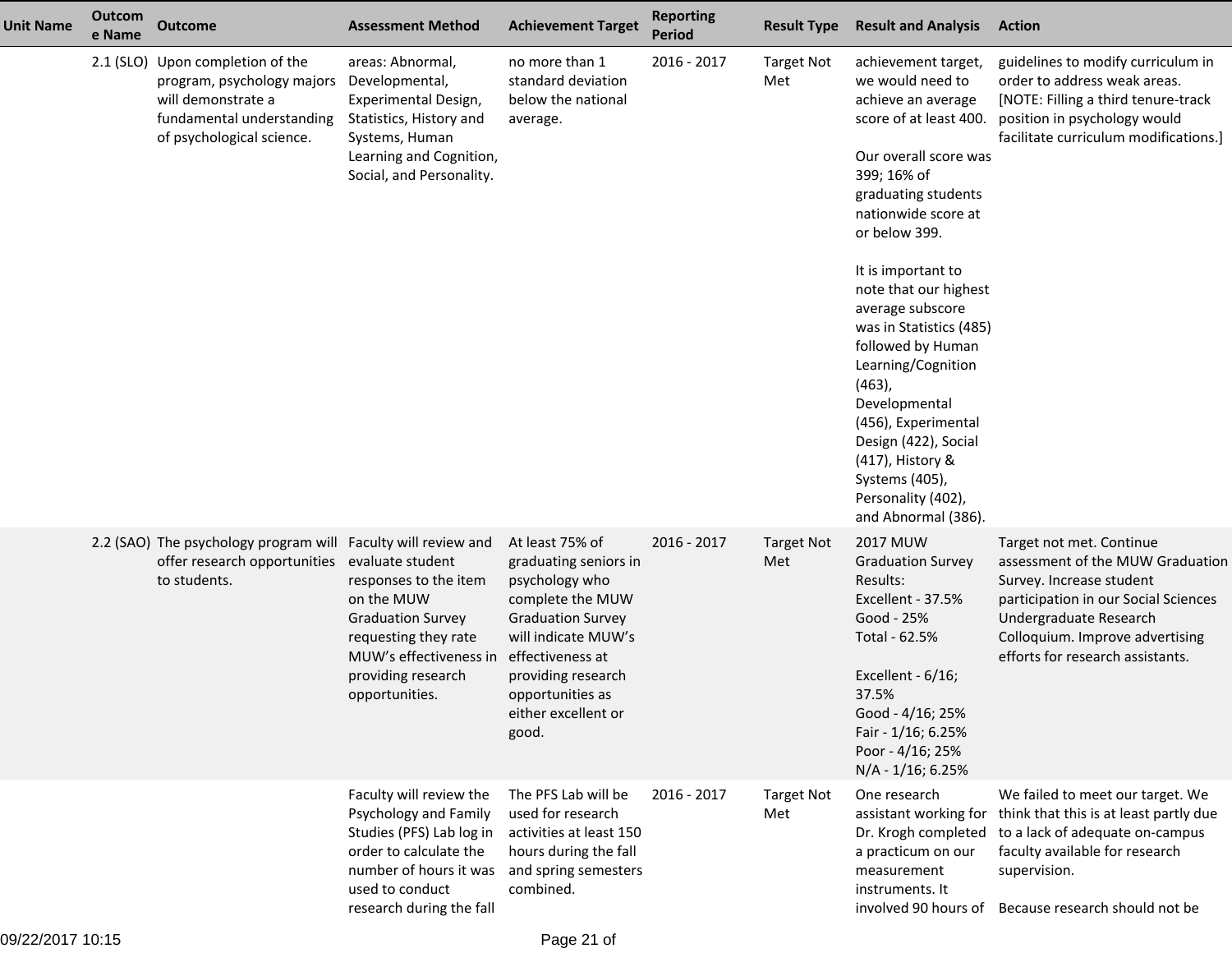| Unit Name | Outcome Name | Outcome | Assessment Method | Achievement Target | Reporting Period | Result Type | Result and Analysis | Action |
|---|---|---|---|---|---|---|---|---|
| | 2.1 (SLO) | Upon completion of the program, psychology majors will demonstrate a fundamental understanding of psychological science. | areas: Abnormal, Developmental, Experimental Design, Statistics, History and Systems, Human Learning and Cognition, Social, and Personality. | no more than 1 standard deviation below the national average. | 2016 - 2017 | Target Not Met | achievement target, we would need to achieve an average score of at least 400.<br><br>Our overall score was 399; 16% of graduating students nationwide score at or below 399.<br><br>It is important to note that our highest average subscore was in Statistics (485) followed by Human Learning/Cognition (463), Developmental (456), Experimental Design (422), Social (417), History & Systems (405), Personality (402), and Abnormal (386). | guidelines to modify curriculum in order to address weak areas. [NOTE: Filling a third tenure-track position in psychology would facilitate curriculum modifications.] |
| | 2.2 (SAO) | The psychology program will offer research opportunities to students. | Faculty will review and evaluate student responses to the item on the MUW Graduation Survey requesting they rate MUW's effectiveness in providing research opportunities. | At least 75% of graduating seniors in psychology who complete the MUW Graduation Survey will indicate MUW's effectiveness at providing research opportunities as either excellent or good. | 2016 - 2017 | Target Not Met | 2017 MUW Graduation Survey Results:<br>Excellent - 37.5%<br>Good - 25%<br>Total - 62.5%<br><br>Excellent - 6/16; 37.5%<br>Good - 4/16; 25%<br>Fair - 1/16; 6.25%<br>Poor - 4/16; 25%<br>N/A - 1/16; 6.25% | Target not met. Continue assessment of the MUW Graduation Survey. Increase student participation in our Social Sciences Undergraduate Research Colloquium. Improve advertising efforts for research assistants. |
| | | | Faculty will review the Psychology and Family Studies (PFS) Lab log in order to calculate the number of hours it was used to conduct research during the fall | The PFS Lab will be used for research activities at least 150 hours during the fall and spring semesters combined. | 2016 - 2017 | Target Not Met | One research assistant working for Dr. Krogh completed a practicum on our measurement instruments. It involved 90 hours of | We failed to meet our target. We think that this is at least partly due to a lack of adequate on-campus faculty available for research supervision.<br><br>Because research should not be |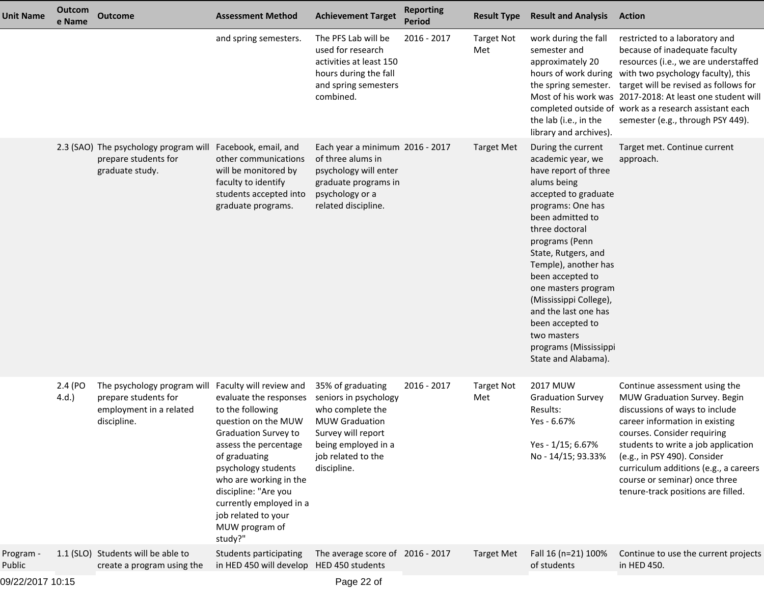| Unit Name | Outcome Name | Outcome | Assessment Method | Achievement Target | Reporting Period | Result Type | Result and Analysis | Action |
|---|---|---|---|---|---|---|---|---|
| | | | and spring semesters. | The PFS Lab will be used for research activities at least 150 hours during the fall and spring semesters combined. | 2016 - 2017 | Target Not Met | work during the fall semester and approximately 20 hours of work during the spring semester. Most of his work was completed outside of the lab (i.e., in the library and archives). | restricted to a laboratory and because of inadequate faculty resources (i.e., we are understaffed with two psychology faculty), this target will be revised as follows for 2017-2018: At least one student will work as a research assistant each semester (e.g., through PSY 449). |
| | 2.3 (SAO) | The psychology program will prepare students for graduate study. | Facebook, email, and other communications will be monitored by faculty to identify students accepted into graduate programs. | Each year a minimum of three alums in psychology will enter graduate programs in psychology or a related discipline. | 2016 - 2017 | Target Met | During the current academic year, we have report of three alums being accepted to graduate programs: One has been admitted to three doctoral programs (Penn State, Rutgers, and Temple), another has been accepted to one masters program (Mississippi College), and the last one has been accepted to two masters programs (Mississippi State and Alabama). | Target met. Continue current approach. |
| | 2.4 (PO 4.d.) | The psychology program will prepare students for employment in a related discipline. | Faculty will review and evaluate the responses to the following question on the MUW Graduation Survey to assess the percentage of graduating psychology students who are working in the discipline: "Are you currently employed in a job related to your MUW program of study?" | 35% of graduating seniors in psychology who complete the MUW Graduation Survey will report being employed in a job related to the discipline. | 2016 - 2017 | Target Not Met | 2017 MUW Graduation Survey Results:<br>Yes - 6.67%<br><br>Yes - 1/15; 6.67%<br>No - 14/15; 93.33% | Continue assessment using the MUW Graduation Survey. Begin discussions of ways to include career information in existing courses. Consider requiring students to write a job application (e.g., in PSY 490). Consider curriculum additions (e.g., a careers course or seminar) once three tenure-track positions are filled. |
| Program - Public | 1.1 (SLO) | Students will be able to create a program using the | Students participating in HED 450 will develop | The average score of HED 450 students | 2016 - 2017 | Target Met | Fall 16 (n=21) 100% of students | Continue to use the current projects in HED 450. |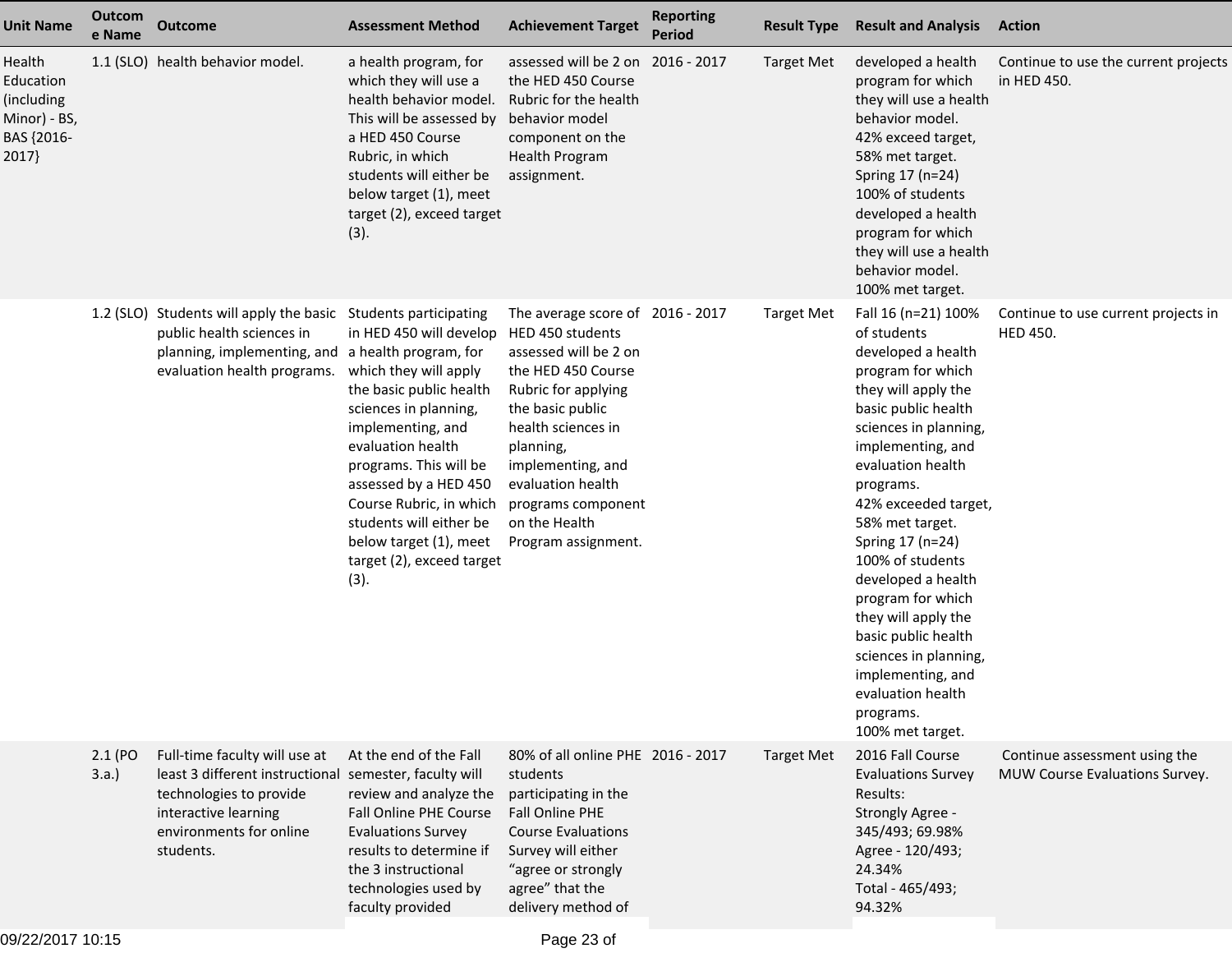| Unit Name | Outcome Name | Outcome | Assessment Method | Achievement Target | Reporting Period | Result Type | Result and Analysis | Action |
|---|---|---|---|---|---|---|---|---|
| Health Education (including Minor) - BS, BAS {2016-2017} | 1.1 (SLO) | health behavior model. | a health program, for which they will use a health behavior model. This will be assessed by a HED 450 Course Rubric, in which students will either be below target (1), meet target (2), exceed target (3). | assessed will be 2 on the HED 450 Course Rubric for the health behavior model component on the Health Program assignment. | 2016 - 2017 | Target Met | developed a health program for which they will use a health behavior model.<br>42% exceed target, 58% met target.<br>Spring 17 (n=24) 100% of students developed a health program for which they will use a health behavior model.<br>100% met target. | Continue to use the current projects in HED 450. |
| | 1.2 (SLO) | Students will apply the basic public health sciences in planning, implementing, and evaluation health programs. | Students participating in HED 450 will develop a health program, for which they will apply the basic public health sciences in planning, implementing, and evaluation health programs. This will be assessed by a HED 450 Course Rubric, in which students will either be below target (1), meet target (2), exceed target (3). | The average score of HED 450 students assessed will be 2 on the HED 450 Course Rubric for applying the basic public health sciences in planning, implementing, and evaluation health programs component on the Health Program assignment. | 2016 - 2017 | Target Met | Fall 16 (n=21) 100% of students developed a health program for which they will apply the basic public health sciences in planning, implementing, and evaluation health programs.<br>42% exceeded target, 58% met target.<br>Spring 17 (n=24) 100% of students developed a health program for which they will apply the basic public health sciences in planning, implementing, and evaluation health programs.<br>100% met target. | Continue to use current projects in HED 450. |
| | 2.1 (PO 3.a.) | Full-time faculty will use at least 3 different instructional technologies to provide interactive learning environments for online students. | At the end of the Fall semester, faculty will review and analyze the Fall Online PHE Course Evaluations Survey results to determine if the 3 instructional technologies used by faculty provided | 80% of all online PHE students participating in the Fall Online PHE Course Evaluations Survey will either "agree or strongly agree" that the delivery method of | 2016 - 2017 | Target Met | 2016 Fall Course Evaluations Survey Results:<br>Strongly Agree - 345/493; 69.98%<br>Agree - 120/493; 24.34%<br>Total - 465/493; 94.32% | Continue assessment using the MUW Course Evaluations Survey. |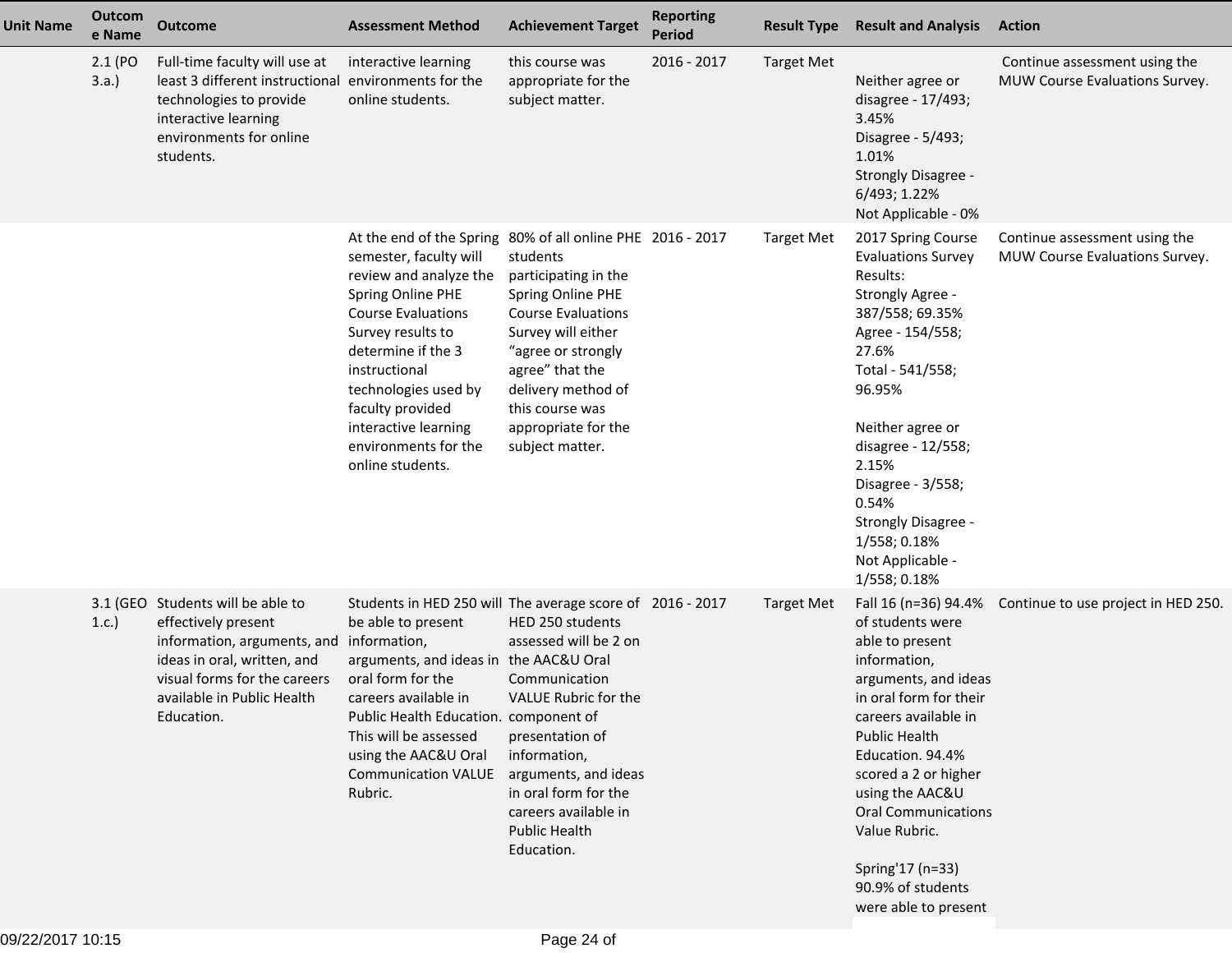| Unit Name | Outcome Name | Outcome | Assessment Method | Achievement Target | Reporting Period | Result Type | Result and Analysis | Action |
|---|---|---|---|---|---|---|---|---|
| | 2.1 (PO 3.a.) | Full-time faculty will use at least 3 different instructional technologies to provide interactive learning environments for online students. | interactive learning environments for the online students. | this course was appropriate for the subject matter. | 2016 - 2017 | Target Met | Neither agree or disagree - 17/493; 3.45%<br>Disagree - 5/493; 1.01%<br>Strongly Disagree - 6/493; 1.22%<br>Not Applicable - 0% | Continue assessment using the MUW Course Evaluations Survey. |
| | | | At the end of the Spring semester, faculty will review and analyze the Spring Online PHE Course Evaluations Survey results to determine if the 3 instructional technologies used by faculty provided interactive learning environments for the online students. | 80% of all online PHE students participating in the Spring Online PHE Course Evaluations Survey will either "agree or strongly agree" that the delivery method of this course was appropriate for the subject matter. | 2016 - 2017 | Target Met | 2017 Spring Course Evaluations Survey Results:<br>Strongly Agree - 387/558; 69.35%<br>Agree - 154/558; 27.6%<br>Total - 541/558; 96.95%<br><br>Neither agree or disagree - 12/558; 2.15%<br>Disagree - 3/558; 0.54%<br>Strongly Disagree - 1/558; 0.18%<br>Not Applicable - 1/558; 0.18% | Continue assessment using the MUW Course Evaluations Survey. |
| | 3.1 (GEO 1.c.) | Students will be able to effectively present information, arguments, and ideas in oral, written, and visual forms for the careers available in Public Health Education. | Students in HED 250 will be able to present information, arguments, and ideas in oral form for the careers available in Public Health Education. This will be assessed using the AAC&U Oral Communication VALUE Rubric. | The average score of HED 250 students assessed will be 2 on the AAC&U Oral Communication VALUE Rubric for the component of presentation of information, arguments, and ideas in oral form for the careers available in Public Health Education. | 2016 - 2017 | Target Met | Fall 16 (n=36) 94.4% of students were able to present information, arguments, and ideas in oral form for their careers available in Public Health Education. 94.4% scored a 2 or higher using the AAC&U Oral Communications Value Rubric.<br><br>Spring'17 (n=33) 90.9% of students were able to present | Continue to use project in HED 250. |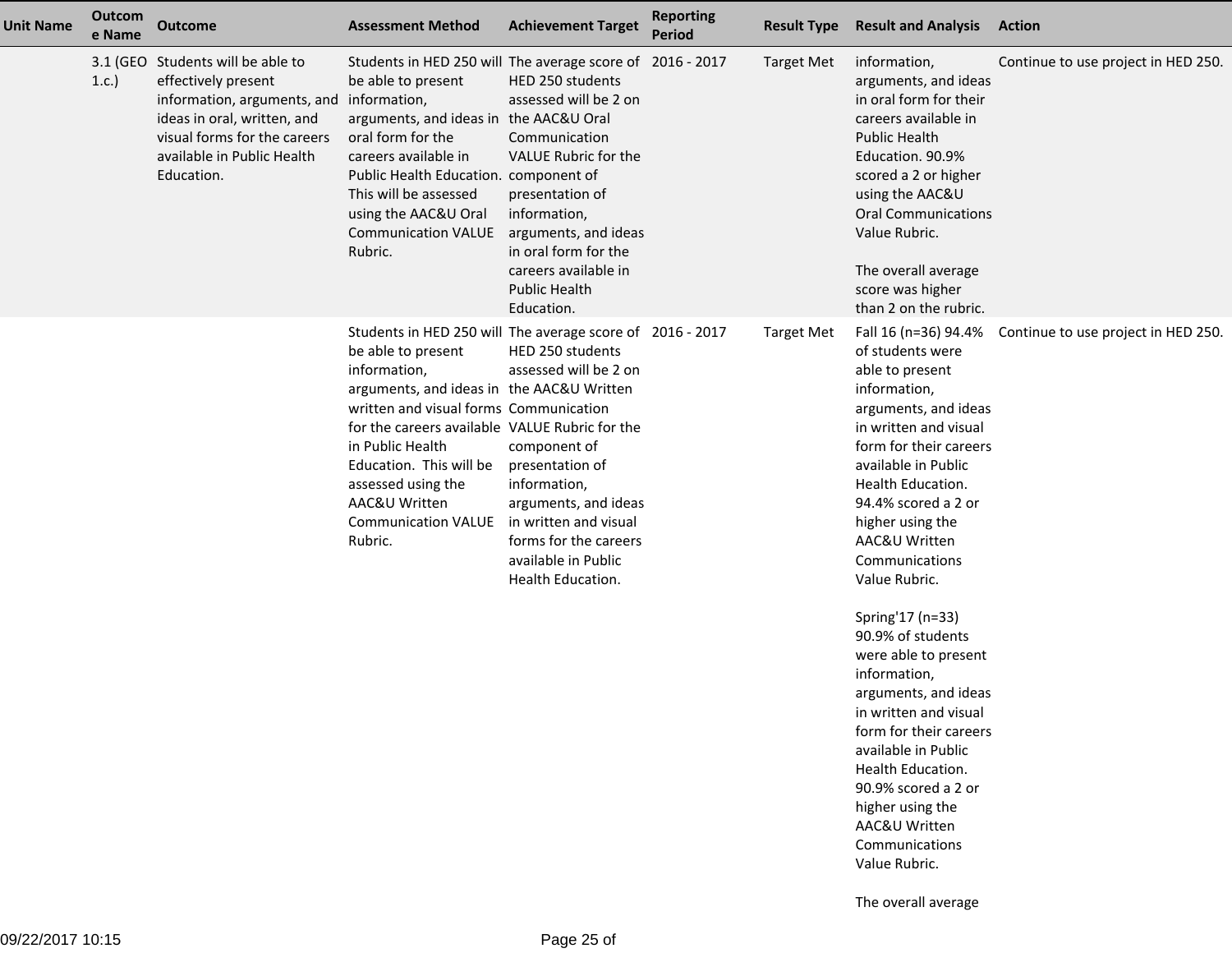| Unit Name | Outcome Name | Outcome | Assessment Method | Achievement Target | Reporting Period | Result Type | Result and Analysis | Action |
|---|---|---|---|---|---|---|---|---|
| | 3.1 (GEO 1.c.) | Students will be able to effectively present information, arguments, and ideas in oral, written, and visual forms for the careers available in Public Health Education. | Students in HED 250 will be able to present information, arguments, and ideas in oral form for the careers available in Public Health Education. This will be assessed using the AAC&U Oral Communication VALUE Rubric. | The average score of HED 250 students assessed will be 2 on the AAC&U Oral Communication VALUE Rubric for the component of presentation of information, arguments, and ideas in oral form for the careers available in Public Health Education. | 2016 - 2017 | Target Met | information, arguments, and ideas in oral form for their careers available in Public Health Education. 90.9% scored a 2 or higher using the AAC&U Oral Communications Value Rubric.<br><br>The overall average score was higher than 2 on the rubric. | Continue to use project in HED 250. |
| | | | Students in HED 250 will be able to present information, arguments, and ideas in written and visual forms for the careers available in Public Health Education. This will be assessed using the AAC&U Written Communication VALUE Rubric. | The average score of HED 250 students assessed will be 2 on the AAC&U Written Communication VALUE Rubric for the component of presentation of information, arguments, and ideas in written and visual forms for the careers available in Public Health Education. | 2016 - 2017 | Target Met | Fall 16 (n=36) 94.4% of students were able to present information, arguments, and ideas in written and visual form for their careers available in Public Health Education. 94.4% scored a 2 or higher using the AAC&U Written Communications Value Rubric.<br><br>Spring'17 (n=33) 90.9% of students were able to present information, arguments, and ideas in written and visual form for their careers available in Public Health Education. 90.9% scored a 2 or higher using the AAC&U Written Communications Value Rubric.<br><br>The overall average | Continue to use project in HED 250. |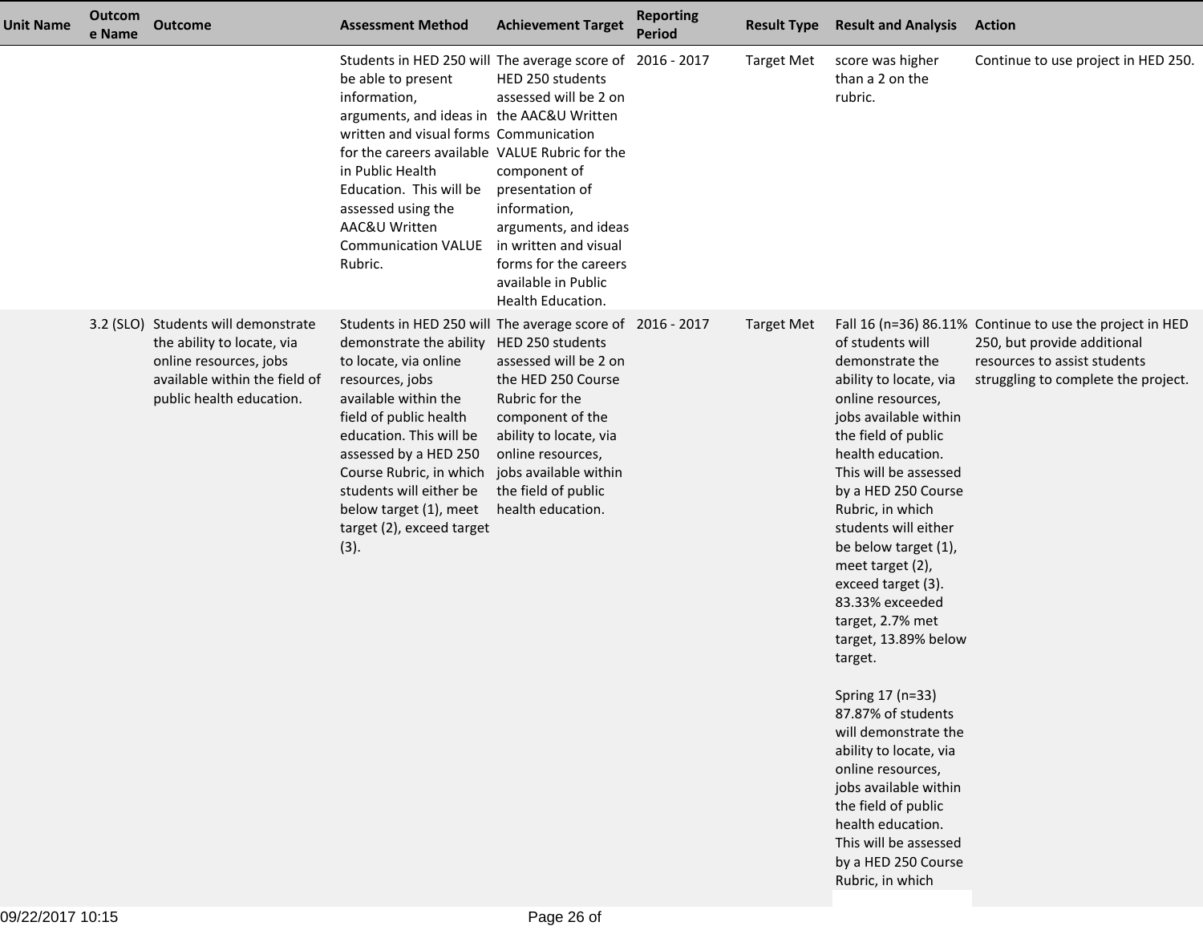| Unit Name | Outcome Name | Outcome | Assessment Method | Achievement Target | Reporting Period | Result Type | Result and Analysis | Action |
|---|---|---|---|---|---|---|---|---|
| | | | Students in HED 250 will be able to present information, arguments, and ideas in written and visual forms for the careers available in Public Health Education. This will be assessed using the AAC&U Written Communication VALUE Rubric. | The average score of HED 250 students assessed will be 2 on the AAC&U Written Communication VALUE Rubric for the component of presentation of information, arguments, and ideas in written and visual forms for the careers available in Public Health Education. | 2016 - 2017 | Target Met | score was higher than a 2 on the rubric. | Continue to use project in HED 250. |
| | 3.2 (SLO) | Students will demonstrate the ability to locate, via online resources, jobs available within the field of public health education. | Students in HED 250 will demonstrate the ability to locate, via online resources, jobs available within the field of public health education. This will be assessed by a HED 250 Course Rubric, in which students will either be below target (1), meet target (2), exceed target (3). | The average score of HED 250 students assessed will be 2 on the HED 250 Course Rubric for the component of the ability to locate, via online resources, jobs available within the field of public health education. | 2016 - 2017 | Target Met | Fall 16 (n=36) 86.11% of students will demonstrate the ability to locate, via online resources, jobs available within the field of public health education. This will be assessed by a HED 250 Course Rubric, in which students will either be below target (1), meet target (2), exceed target (3). 83.33% exceeded target, 2.7% met target, 13.89% below target.<br><br>Spring 17 (n=33) 87.87% of students will demonstrate the ability to locate, via online resources, jobs available within the field of public health education. This will be assessed by a HED 250 Course Rubric, in which | Continue to use the project in HED 250, but provide additional resources to assist students struggling to complete the project. |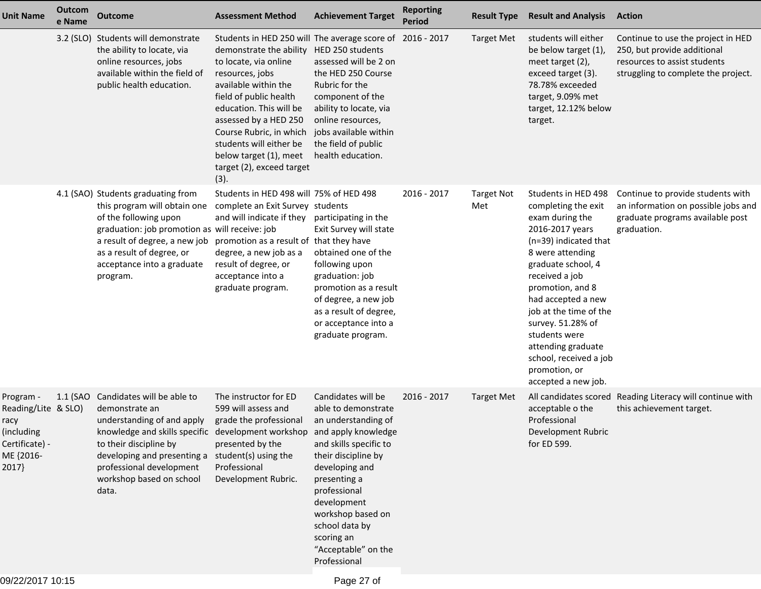| Unit Name | Outcome Name | Outcome | Assessment Method | Achievement Target | Reporting Period | Result Type | Result and Analysis | Action |
|---|---|---|---|---|---|---|---|---|
| | 3.2 (SLO) | Students will demonstrate the ability to locate, via online resources, jobs available within the field of public health education. | Students in HED 250 will demonstrate the ability to locate, via online resources, jobs available within the field of public health education. This will be assessed by a HED 250 Course Rubric, in which students will either be below target (1), meet target (2), exceed target (3). | The average score of HED 250 students assessed will be 2 on the HED 250 Course Rubric for the component of the ability to locate, via online resources, jobs available within the field of public health education. | 2016 - 2017 | Target Met | students will either be below target (1), meet target (2), exceed target (3). 78.78% exceeded target, 9.09% met target, 12.12% below target. | Continue to use the project in HED 250, but provide additional resources to assist students struggling to complete the project. |
| | 4.1 (SAO) | Students graduating from this program will obtain one of the following upon graduation: job promotion as a result of degree, a new job as a result of degree, or acceptance into a graduate program. | Students in HED 498 will complete an Exit Survey and will indicate if they will receive: job promotion as a result of degree, a new job as a result of degree, or acceptance into a graduate program. | 75% of HED 498 students participating in the Exit Survey will state that they have obtained one of the following upon graduation: job promotion as a result of degree, a new job as a result of degree, or acceptance into a graduate program. | 2016 - 2017 | Target Not Met | Students in HED 498 completing the exit exam during the 2016-2017 years (n=39) indicated that 8 were attending graduate school, 4 received a job promotion, and 8 had accepted a new job at the time of the survey. 51.28% of students were attending graduate school, received a job promotion, or accepted a new job. | Continue to provide students with an information on possible jobs and graduate programs available post graduation. |
| Program - Reading/Literacy (including Certificate) - ME {2016-2017} | 1.1 (SAO & SLO) | Candidates will be able to demonstrate an understanding of and apply knowledge and skills specific to their discipline by developing and presenting a professional development workshop based on school data. | The instructor for ED 599 will assess and grade the professional development workshop presented by the student(s) using the Professional Development Rubric. | Candidates will be able to demonstrate an understanding of and apply knowledge and skills specific to their discipline by developing and presenting a professional development workshop based on school data by scoring an "Acceptable" on the Professional | 2016 - 2017 | Target Met | All candidates scored acceptable o the Professional Development Rubric for ED 599. | Reading Literacy will continue with this achievement target. |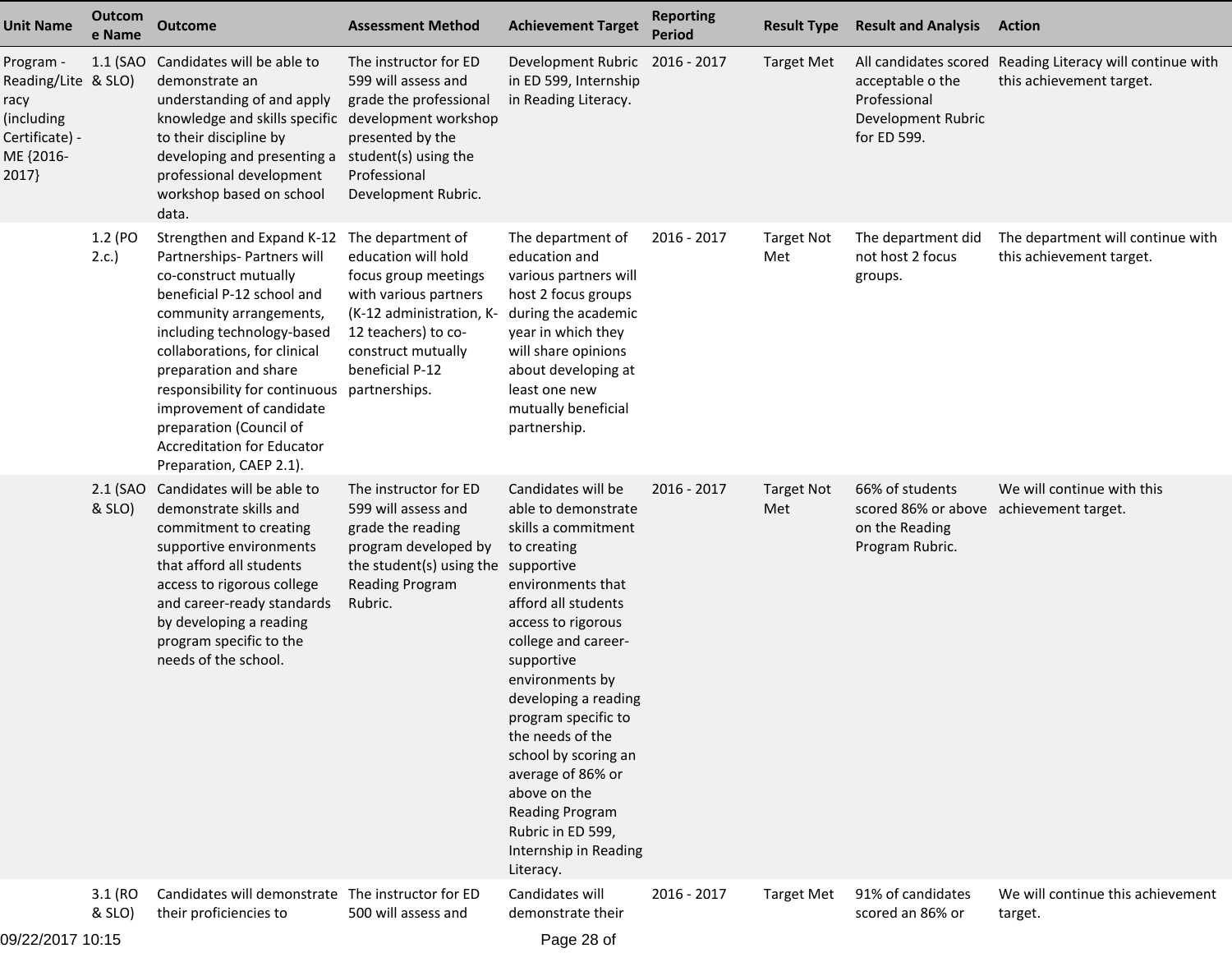| Unit Name | Outcome Name | Outcome | Assessment Method | Achievement Target | Reporting Period | Result Type | Result and Analysis | Action |
|---|---|---|---|---|---|---|---|---|
| Program - Reading/Literacy (including Certificate) - ME {2016-2017} | 1.1 (SAO & SLO) | Candidates will be able to demonstrate an understanding of and apply knowledge and skills specific to their discipline by developing and presenting a professional development workshop based on school data. | The instructor for ED 599 will assess and grade the professional development workshop presented by the student(s) using the Professional Development Rubric. | Development Rubric in ED 599, Internship in Reading Literacy. | 2016 - 2017 | Target Met | All candidates scored acceptable o the Professional Development Rubric for ED 599. | Reading Literacy will continue with this achievement target. |
| | 1.2 (PO 2.c.) | Strengthen and Expand K-12 Partnerships- Partners will co-construct mutually beneficial P-12 school and community arrangements, including technology-based collaborations, for clinical preparation and share responsibility for continuous improvement of candidate preparation (Council of Accreditation for Educator Preparation, CAEP 2.1). | The department of education will hold focus group meetings with various partners (K-12 administration, K-12 teachers) to co-construct mutually beneficial P-12 partnerships. | The department of education and various partners will host 2 focus groups during the academic year in which they will share opinions about developing at least one new mutually beneficial partnership. | 2016 - 2017 | Target Not Met | The department did not host 2 focus groups. | The department will continue with this achievement target. |
| | 2.1 (SAO & SLO) | Candidates will be able to demonstrate skills and commitment to creating supportive environments that afford all students access to rigorous college and career-ready standards by developing a reading program specific to the needs of the school. | The instructor for ED 599 will assess and grade the reading program developed by the student(s) using the Reading Program Rubric. | Candidates will be able to demonstrate skills a commitment to creating supportive environments that afford all students access to rigorous college and career-supportive environments by developing a reading program specific to the needs of the school by scoring an average of 86% or above on the Reading Program Rubric in ED 599, Internship in Reading Literacy. | 2016 - 2017 | Target Not Met | 66% of students scored 86% or above on the Reading Program Rubric. | We will continue with this achievement target. |
| | 3.1 (RO & SLO) | Candidates will demonstrate their proficiencies to | The instructor for ED 500 will assess and | Candidates will demonstrate their | 2016 - 2017 | Target Met | 91% of candidates scored an 86% or | We will continue this achievement target. |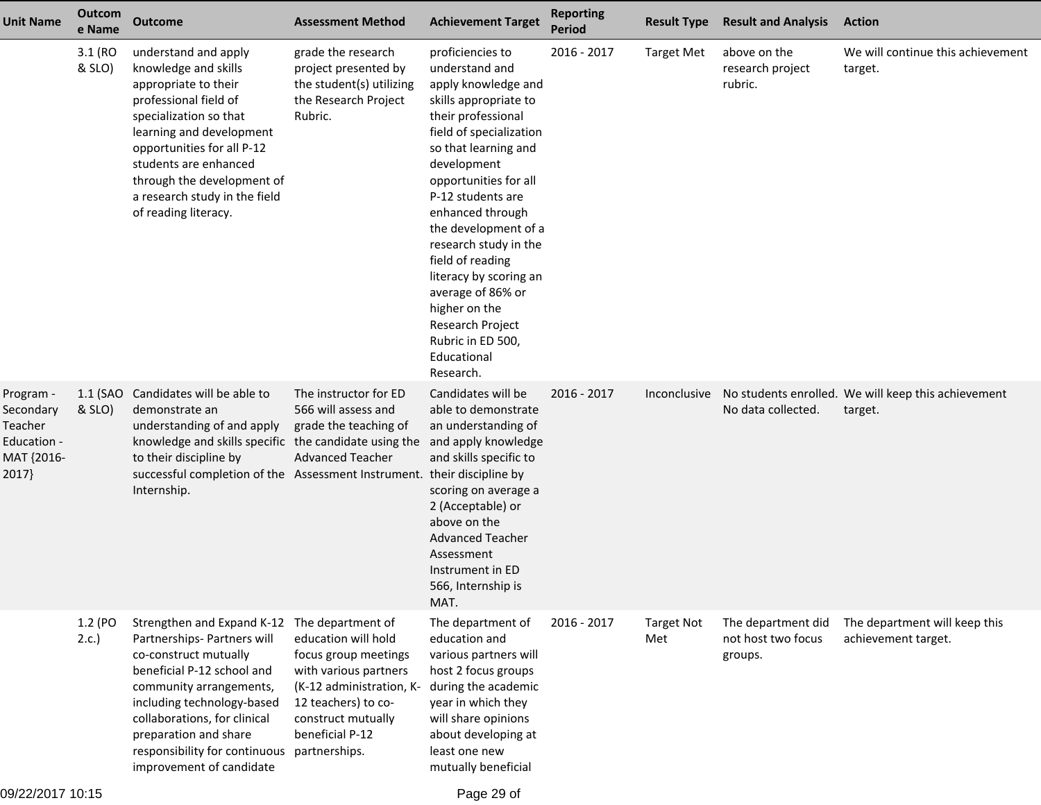| Unit Name | Outcome Name | Outcome | Assessment Method | Achievement Target | Reporting Period | Result Type | Result and Analysis | Action |
|---|---|---|---|---|---|---|---|---|
| | 3.1 (RO & SLO) | understand and apply knowledge and skills appropriate to their professional field of specialization so that learning and development opportunities for all P-12 students are enhanced through the development of a research study in the field of reading literacy. | grade the research project presented by the student(s) utilizing the Research Project Rubric. | proficiencies to understand and apply knowledge and skills appropriate to their professional field of specialization so that learning and development opportunities for all P-12 students are enhanced through the development of a research study in the field of reading literacy by scoring an average of 86% or higher on the Research Project Rubric in ED 500, Educational Research. | 2016 - 2017 | Target Met | above on the research project rubric. | We will continue this achievement target. |
| Program - Secondary Teacher Education - MAT {2016-2017} | 1.1 (SAO & SLO) | Candidates will be able to demonstrate an understanding of and apply knowledge and skills specific to their discipline by successful completion of the Internship. | The instructor for ED 566 will assess and grade the teaching of the candidate using the Advanced Teacher Assessment Instrument. | Candidates will be able to demonstrate an understanding of and apply knowledge and skills specific to their discipline by scoring on average a 2 (Acceptable) or above on the Advanced Teacher Assessment Instrument in ED 566, Internship is MAT. | 2016 - 2017 | Inconclusive | No students enrolled. No data collected. | We will keep this achievement target. |
| | 1.2 (PO 2.c.) | Strengthen and Expand K-12 Partnerships- Partners will co-construct mutually beneficial P-12 school and community arrangements, including technology-based collaborations, for clinical preparation and share responsibility for continuous improvement of candidate | The department of education will hold focus group meetings with various partners (K-12 administration, K-12 teachers) to co-construct mutually beneficial P-12 partnerships. | The department of education and various partners will host 2 focus groups during the academic year in which they will share opinions about developing at least one new mutually beneficial | 2016 - 2017 | Target Not Met | The department did not host two focus groups. | The department will keep this achievement target. |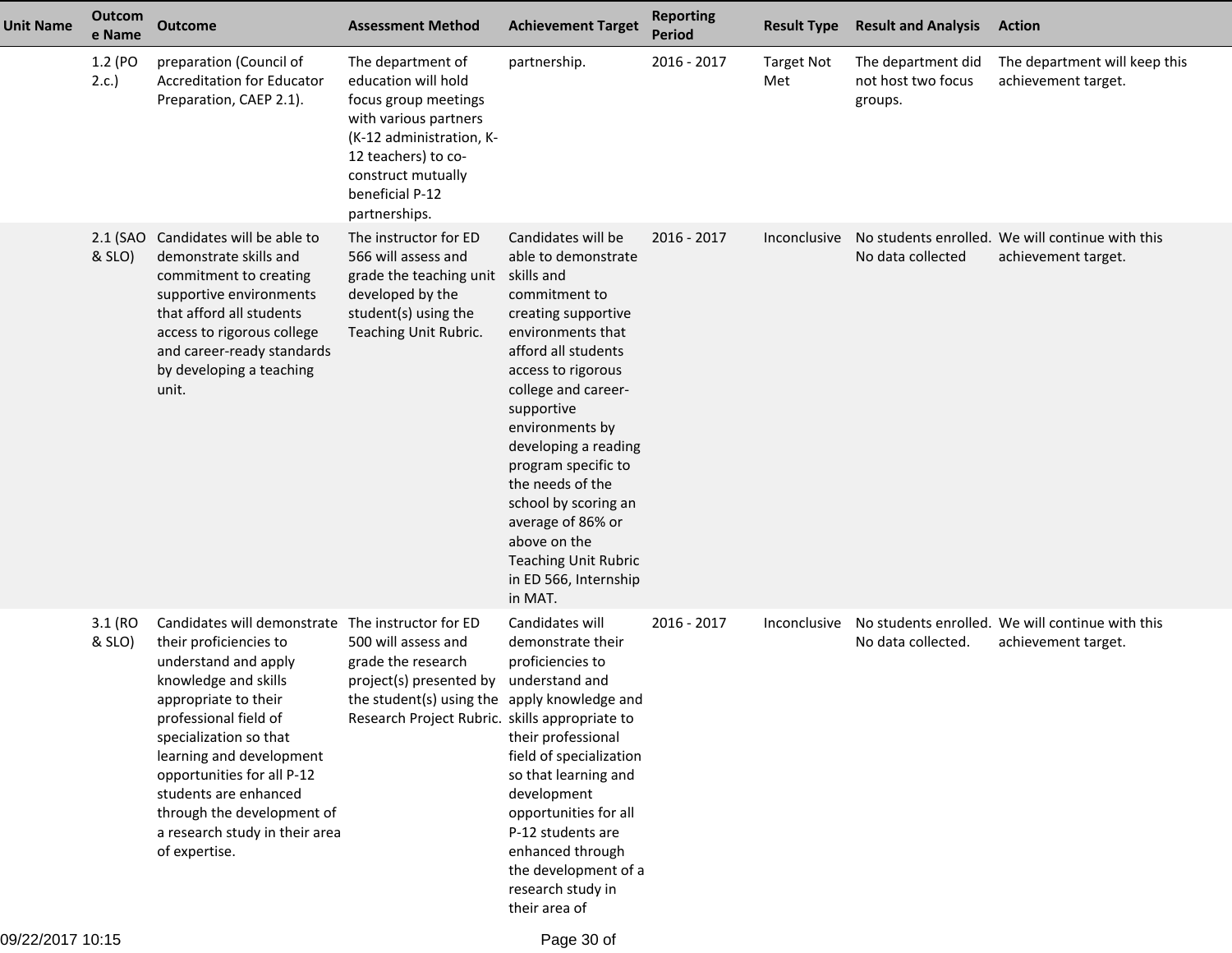| Unit Name | Outcome Name | Outcome | Assessment Method | Achievement Target | Reporting Period | Result Type | Result and Analysis | Action |
|---|---|---|---|---|---|---|---|---|
| | 1.2 (PO 2.c.) | preparation (Council of Accreditation for Educator Preparation, CAEP 2.1). | The department of education will hold focus group meetings with various partners (K-12 administration, K-12 teachers) to co-construct mutually beneficial P-12 partnerships. | partnership. | 2016 - 2017 | Target Not Met | The department did not host two focus groups. | The department will keep this achievement target. |
| | 2.1 (SAO & SLO) | Candidates will be able to demonstrate skills and commitment to creating supportive environments that afford all students access to rigorous college and career-ready standards by developing a teaching unit. | The instructor for ED 566 will assess and grade the teaching unit developed by the student(s) using the Teaching Unit Rubric. | Candidates will be able to demonstrate skills and commitment to creating supportive environments that afford all students access to rigorous college and career-supportive environments by developing a reading program specific to the needs of the school by scoring an average of 86% or above on the Teaching Unit Rubric in ED 566, Internship in MAT. | 2016 - 2017 | Inconclusive | No students enrolled. No data collected | We will continue with this achievement target. |
| | 3.1 (RO & SLO) | Candidates will demonstrate their proficiencies to understand and apply knowledge and skills appropriate to their professional field of specialization so that learning and development opportunities for all P-12 students are enhanced through the development of a research study in their area of expertise. | The instructor for ED 500 will assess and grade the research project(s) presented by the student(s) using the Research Project Rubric. | Candidates will demonstrate their proficiencies to understand and apply knowledge and skills appropriate to their professional field of specialization so that learning and development opportunities for all P-12 students are enhanced through the development of a research study in their area of | 2016 - 2017 | Inconclusive | No students enrolled. No data collected. | We will continue with this achievement target. |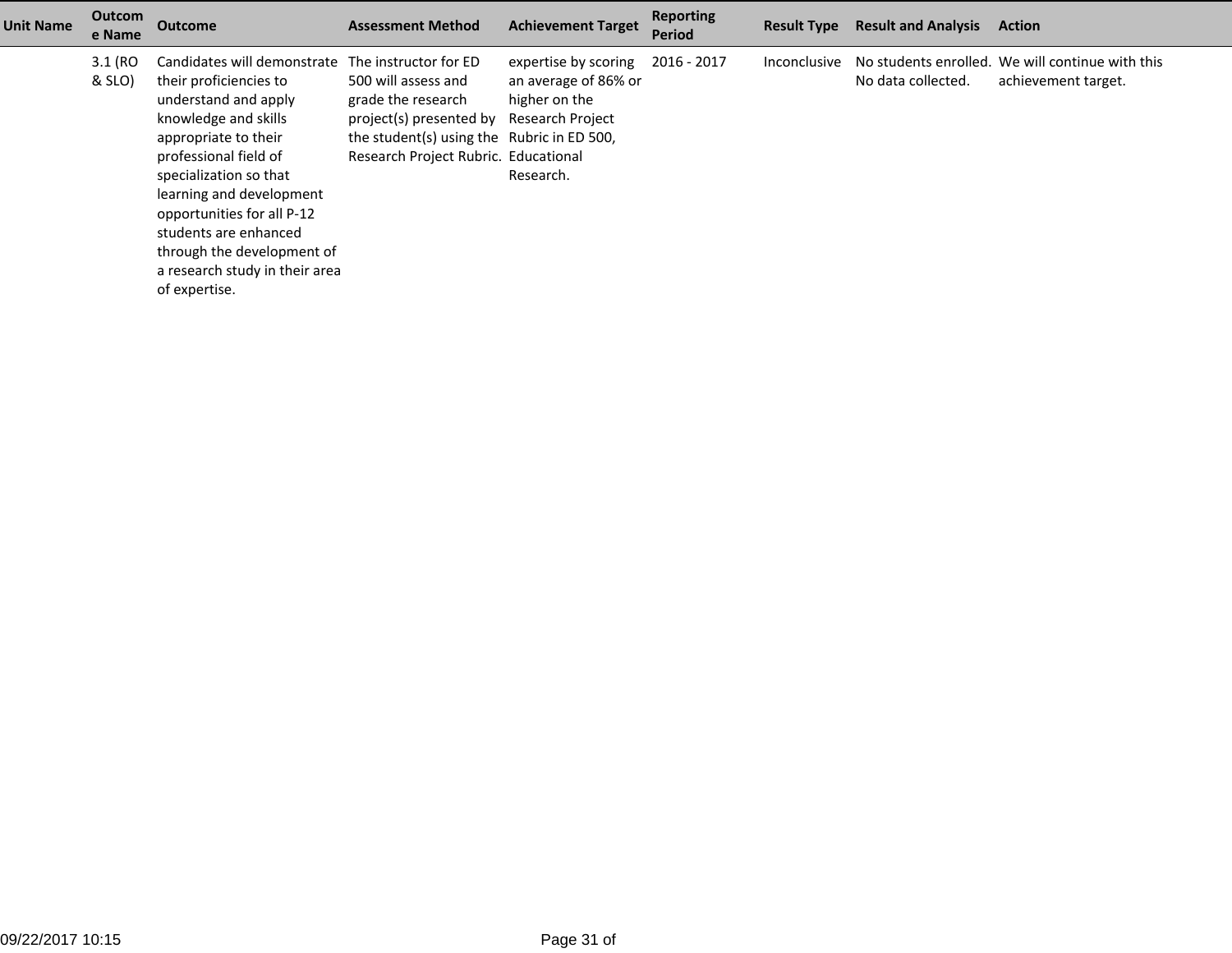| Unit Name | Outcome Name | Outcome | Assessment Method | Achievement Target | Reporting Period | Result Type | Result and Analysis | Action |
|---|---|---|---|---|---|---|---|---|
| | 3.1 (RO & SLO) | Candidates will demonstrate their proficiencies to understand and apply knowledge and skills appropriate to their professional field of specialization so that learning and development opportunities for all P-12 students are enhanced through the development of a research study in their area of expertise. | The instructor for ED 500 will assess and grade the research project(s) presented by the student(s) using the Research Project Rubric. | expertise by scoring an average of 86% or higher on the Research Project Rubric in ED 500, Educational Research. | 2016 - 2017 | Inconclusive | No students enrolled. No data collected. | We will continue with this achievement target. |